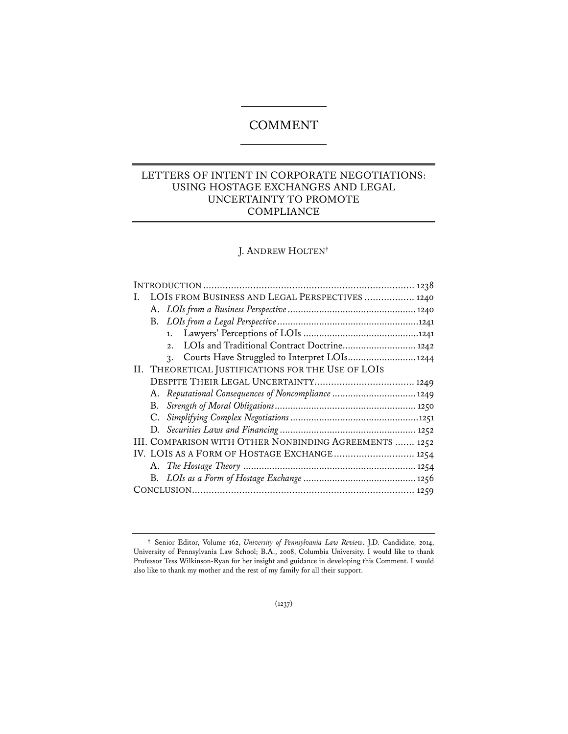# COMMENT

## LETTERS OF INTENT IN CORPORATE NEGOTIATIONS: USING HOSTAGE EXCHANGES AND LEGAL UNCERTAINTY TO PROMOTE COMPLIANCE

J. ANDREW HOLTEN[†]

INTRODUCTION ............................................................................ 1238

I. LOIS FROM BUSINESS AND LEGAL PERSPECTIVES .................. 1240
   - A. *LOIs from a Business Perspective* ................................................ 1240
   - B. *LOIs from a Legal Perspective* ..................................................... 1241
     1. Lawyers' Perceptions of LOIs ............................................ 1241
     2. LOIs and Traditional Contract Doctrine ............................ 1242
     3. Courts Have Struggled to Interpret LOIs .......................... 1244

II. THEORETICAL JUSTIFICATIONS FOR THE USE OF LOIS DESPITE THEIR LEGAL UNCERTAINTY .................................... 1249
   - A. *Reputational Consequences of Noncompliance* ............................... 1249
   - B. *Strength of Moral Obligations* ..................................................... 1250
   - C. *Simplifying Complex Negotiations* ................................................ 1251
   - D. *Securities Laws and Financing* .................................................... 1252

III. COMPARISON WITH OTHER NONBINDING AGREEMENTS ....... 1252

IV. LOIS AS A FORM OF HOSTAGE EXCHANGE ............................. 1254
   - A. *The Hostage Theory* ................................................................. 1254
   - B. *LOIs as a Form of Hostage Exchange* .......................................... 1256

CONCLUSION ................................................................................ 1259

---

[†] Senior Editor, Volume 162, *University of Pennsylvania Law Review*. J.D. Candidate, 2014, University of Pennsylvania Law School; B.A., 2008, Columbia University. I would like to thank Professor Tess Wilkinson-Ryan for her insight and guidance in developing this Comment. I would also like to thank my mother and the rest of my family for all their support.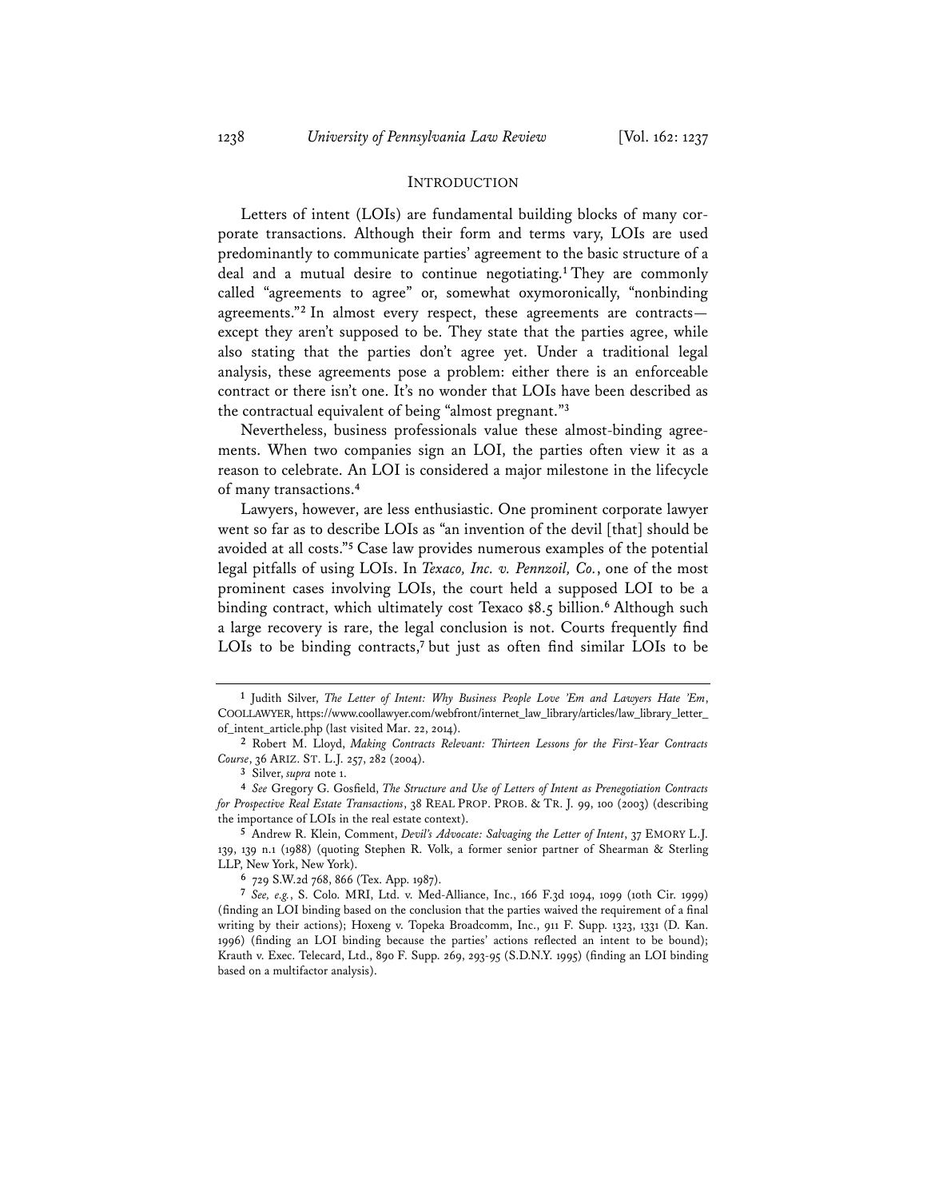## INTRODUCTION

Letters of intent (LOIs) are fundamental building blocks of many corporate transactions. Although their form and terms vary, LOIs are used predominantly to communicate parties' agreement to the basic structure of a deal and a mutual desire to continue negotiating.[1] They are commonly called "agreements to agree" or, somewhat oxymoronically, "nonbinding agreements."[2] In almost every respect, these agreements are contracts—except they aren't supposed to be. They state that the parties agree, while also stating that the parties don't agree yet. Under a traditional legal analysis, these agreements pose a problem: either there is an enforceable contract or there isn't one. It's no wonder that LOIs have been described as the contractual equivalent of being "almost pregnant."[3]

Nevertheless, business professionals value these almost-binding agreements. When two companies sign an LOI, the parties often view it as a reason to celebrate. An LOI is considered a major milestone in the lifecycle of many transactions.[4]

Lawyers, however, are less enthusiastic. One prominent corporate lawyer went so far as to describe LOIs as "an invention of the devil [that] should be avoided at all costs."[5] Case law provides numerous examples of the potential legal pitfalls of using LOIs. In *Texaco, Inc. v. Pennzoil, Co.*, one of the most prominent cases involving LOIs, the court held a supposed LOI to be a binding contract, which ultimately cost Texaco $8.5 billion.[6] Although such a large recovery is rare, the legal conclusion is not. Courts frequently find LOIs to be binding contracts,[7] but just as often find similar LOIs to be

---

1 Judith Silver, *The Letter of Intent: Why Business People Love 'Em and Lawyers Hate 'Em*, COOLLAWYER, https://www.coollawyer.com/webfront/internet_law_library/articles/law_library_letter_of_intent_article.php (last visited Mar. 22, 2014).

2 Robert M. Lloyd, *Making Contracts Relevant: Thirteen Lessons for the First-Year Contracts Course*, 36 ARIZ. ST. L.J. 257, 282 (2004).

3 Silver, *supra* note 1.

4 *See* Gregory G. Gosfield, *The Structure and Use of Letters of Intent as Prenegotiation Contracts for Prospective Real Estate Transactions*, 38 REAL PROP. PROB. & TR. J. 99, 100 (2003) (describing the importance of LOIs in the real estate context).

5 Andrew R. Klein, Comment, *Devil's Advocate: Salvaging the Letter of Intent*, 37 EMORY L.J. 139, 139 n.1 (1988) (quoting Stephen R. Volk, a former senior partner of Shearman & Sterling LLP, New York, New York).

6 729 S.W.2d 768, 866 (Tex. App. 1987).

7 *See, e.g.*, S. Colo. MRI, Ltd. v. Med-Alliance, Inc., 166 F.3d 1094, 1099 (10th Cir. 1999) (finding an LOI binding based on the conclusion that the parties waived the requirement of a final writing by their actions); Hoxeng v. Topeka Broadcomm, Inc., 911 F. Supp. 1323, 1331 (D. Kan. 1996) (finding an LOI binding because the parties' actions reflected an intent to be bound); Krauth v. Exec. Telecard, Ltd., 890 F. Supp. 269, 293-95 (S.D.N.Y. 1995) (finding an LOI binding based on a multifactor analysis).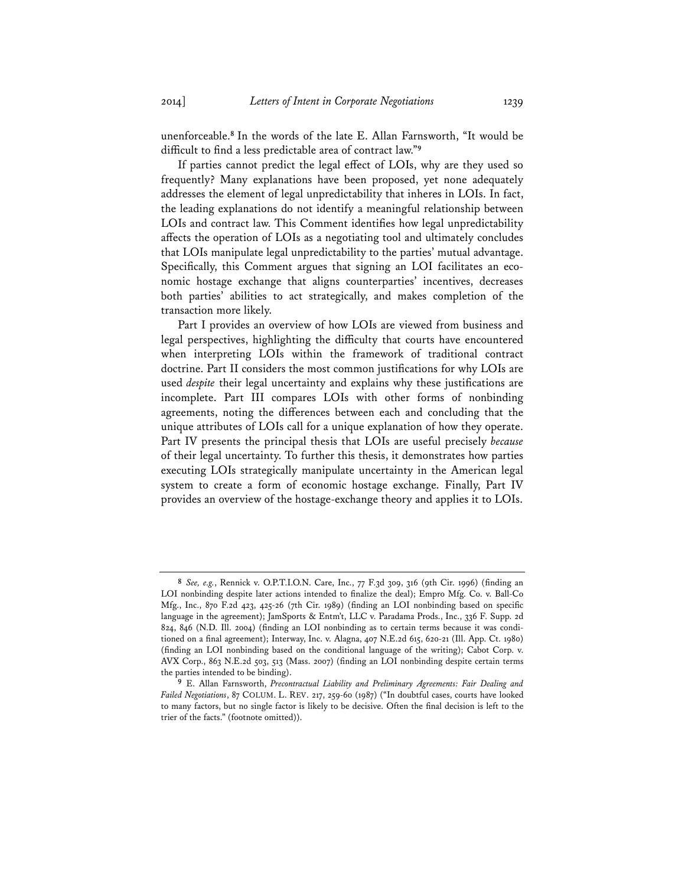unenforceable.[8] In the words of the late E. Allan Farnsworth, "It would be difficult to find a less predictable area of contract law."[9]

If parties cannot predict the legal effect of LOIs, why are they used so frequently? Many explanations have been proposed, yet none adequately addresses the element of legal unpredictability that inheres in LOIs. In fact, the leading explanations do not identify a meaningful relationship between LOIs and contract law. This Comment identifies how legal unpredictability affects the operation of LOIs as a negotiating tool and ultimately concludes that LOIs manipulate legal unpredictability to the parties' mutual advantage. Specifically, this Comment argues that signing an LOI facilitates an economic hostage exchange that aligns counterparties' incentives, decreases both parties' abilities to act strategically, and makes completion of the transaction more likely.

Part I provides an overview of how LOIs are viewed from business and legal perspectives, highlighting the difficulty that courts have encountered when interpreting LOIs within the framework of traditional contract doctrine. Part II considers the most common justifications for why LOIs are used *despite* their legal uncertainty and explains why these justifications are incomplete. Part III compares LOIs with other forms of nonbinding agreements, noting the differences between each and concluding that the unique attributes of LOIs call for a unique explanation of how they operate. Part IV presents the principal thesis that LOIs are useful precisely *because* of their legal uncertainty. To further this thesis, it demonstrates how parties executing LOIs strategically manipulate uncertainty in the American legal system to create a form of economic hostage exchange. Finally, Part IV provides an overview of the hostage-exchange theory and applies it to LOIs.

---

[8] *See, e.g.*, Rennick v. O.P.T.I.O.N. Care, Inc., 77 F.3d 309, 316 (9th Cir. 1996) (finding an LOI nonbinding despite later actions intended to finalize the deal); Empro Mfg. Co. v. Ball-Co Mfg., Inc., 870 F.2d 423, 425-26 (7th Cir. 1989) (finding an LOI nonbinding based on specific language in the agreement); JamSports & Entm't, LLC v. Paradama Prods., Inc., 336 F. Supp. 2d 824, 846 (N.D. Ill. 2004) (finding an LOI nonbinding as to certain terms because it was conditioned on a final agreement); Interway, Inc. v. Alagna, 407 N.E.2d 615, 620-21 (Ill. App. Ct. 1980) (finding an LOI nonbinding based on the conditional language of the writing); Cabot Corp. v. AVX Corp., 863 N.E.2d 503, 513 (Mass. 2007) (finding an LOI nonbinding despite certain terms the parties intended to be binding).

[9] E. Allan Farnsworth, *Precontractual Liability and Preliminary Agreements: Fair Dealing and Failed Negotiations*, 87 COLUM. L. REV. 217, 259-60 (1987) ("In doubtful cases, courts have looked to many factors, but no single factor is likely to be decisive. Often the final decision is left to the trier of the facts." (footnote omitted)).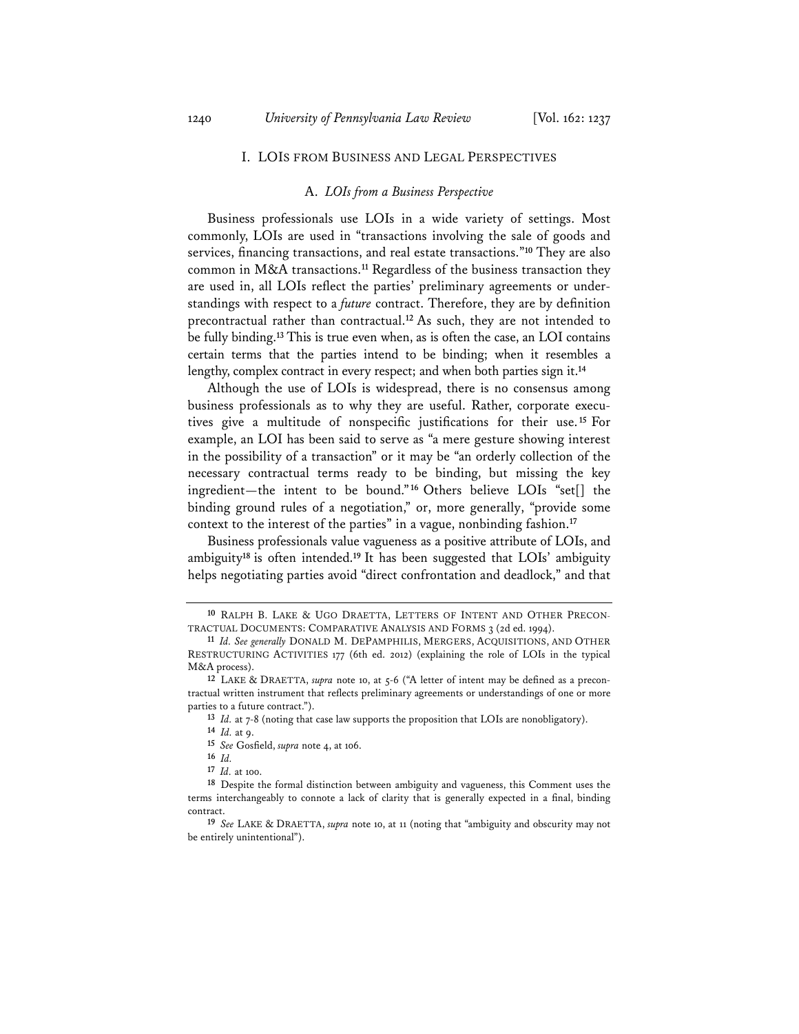## I. LOIs FROM BUSINESS AND LEGAL PERSPECTIVES

### A. *LOIs from a Business Perspective*

Business professionals use LOIs in a wide variety of settings. Most commonly, LOIs are used in "transactions involving the sale of goods and services, financing transactions, and real estate transactions."[10] They are also common in M&A transactions.[11] Regardless of the business transaction they are used in, all LOIs reflect the parties' preliminary agreements or understandings with respect to a *future* contract. Therefore, they are by definition precontractual rather than contractual.[12] As such, they are not intended to be fully binding.[13] This is true even when, as is often the case, an LOI contains certain terms that the parties intend to be binding; when it resembles a lengthy, complex contract in every respect; and when both parties sign it.[14]

Although the use of LOIs is widespread, there is no consensus among business professionals as to why they are useful. Rather, corporate executives give a multitude of nonspecific justifications for their use.[15] For example, an LOI has been said to serve as "a mere gesture showing interest in the possibility of a transaction" or it may be "an orderly collection of the necessary contractual terms ready to be binding, but missing the key ingredient—the intent to be bound."[16] Others believe LOIs "set[] the binding ground rules of a negotiation," or, more generally, "provide some context to the interest of the parties" in a vague, nonbinding fashion.[17]

Business professionals value vagueness as a positive attribute of LOIs, and ambiguity[18] is often intended.[19] It has been suggested that LOIs' ambiguity helps negotiating parties avoid "direct confrontation and deadlock," and that

---

[10] RALPH B. LAKE & UGO DRAETTA, LETTERS OF INTENT AND OTHER PRECONTRACTUAL DOCUMENTS: COMPARATIVE ANALYSIS AND FORMS 3 (2d ed. 1994).

[11] *Id. See generally* DONALD M. DEPAMPHILIS, MERGERS, ACQUISITIONS, AND OTHER RESTRUCTURING ACTIVITIES 177 (6th ed. 2012) (explaining the role of LOIs in the typical M&A process).

[12] LAKE & DRAETTA, *supra* note 10, at 5-6 ("A letter of intent may be defined as a precontractual written instrument that reflects preliminary agreements or understandings of one or more parties to a future contract.").

[13] *Id.* at 7-8 (noting that case law supports the proposition that LOIs are nonobligatory).

[14] *Id.* at 9.

[15] *See* Gosfield, *supra* note 4, at 106.

[16] *Id.*

[17] *Id.* at 100.

[18] Despite the formal distinction between ambiguity and vagueness, this Comment uses the terms interchangeably to connote a lack of clarity that is generally expected in a final, binding contract.

[19] *See* LAKE & DRAETTA, *supra* note 10, at 11 (noting that "ambiguity and obscurity may not be entirely unintentional").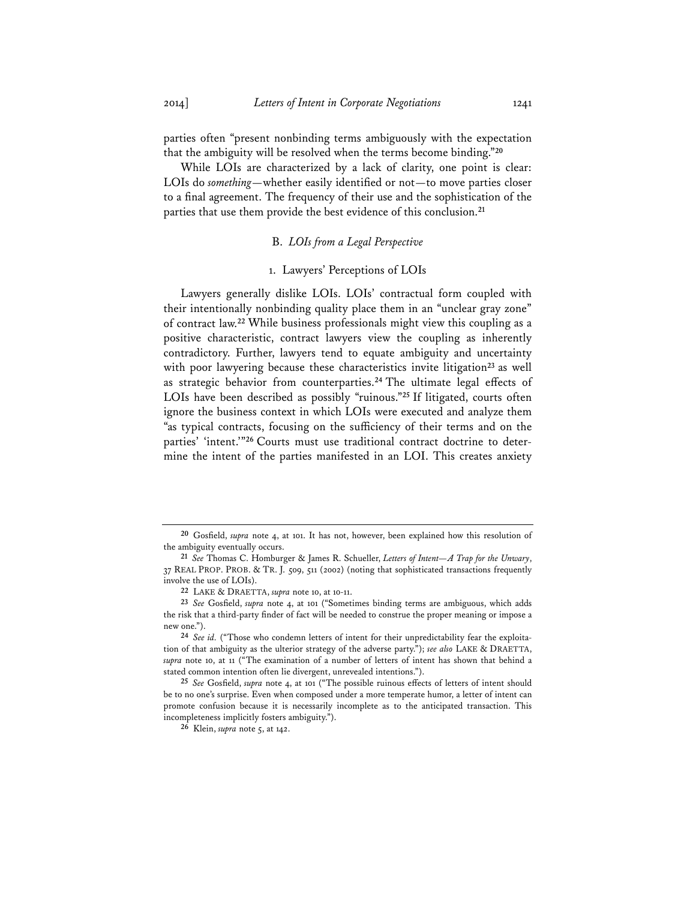parties often "present nonbinding terms ambiguously with the expectation that the ambiguity will be resolved when the terms become binding."[20]

While LOIs are characterized by a lack of clarity, one point is clear: LOIs do *something*—whether easily identified or not—to move parties closer to a final agreement. The frequency of their use and the sophistication of the parties that use them provide the best evidence of this conclusion.[21]

### B. *LOIs from a Legal Perspective*

#### 1. Lawyers' Perceptions of LOIs

Lawyers generally dislike LOIs. LOIs' contractual form coupled with their intentionally nonbinding quality place them in an "unclear gray zone" of contract law.[22] While business professionals might view this coupling as a positive characteristic, contract lawyers view the coupling as inherently contradictory. Further, lawyers tend to equate ambiguity and uncertainty with poor lawyering because these characteristics invite litigation[23] as well as strategic behavior from counterparties.[24] The ultimate legal effects of LOIs have been described as possibly "ruinous."[25] If litigated, courts often ignore the business context in which LOIs were executed and analyze them "as typical contracts, focusing on the sufficiency of their terms and on the parties' 'intent.'"[26] Courts must use traditional contract doctrine to determine the intent of the parties manifested in an LOI. This creates anxiety

---

[20] Gosfield, *supra* note 4, at 101. It has not, however, been explained how this resolution of the ambiguity eventually occurs.

[21] *See* Thomas C. Homburger & James R. Schueller, *Letters of Intent—A Trap for the Unwary*, 37 REAL PROP. PROB. & TR. J. 509, 511 (2002) (noting that sophisticated transactions frequently involve the use of LOIs).

[22] LAKE & DRAETTA, *supra* note 10, at 10-11.

[23] *See* Gosfield, *supra* note 4, at 101 ("Sometimes binding terms are ambiguous, which adds the risk that a third-party finder of fact will be needed to construe the proper meaning or impose a new one.").

[24] *See id.* ("Those who condemn letters of intent for their unpredictability fear the exploitation of that ambiguity as the ulterior strategy of the adverse party."); *see also* LAKE & DRAETTA, *supra* note 10, at 11 ("The examination of a number of letters of intent has shown that behind a stated common intention often lie divergent, unrevealed intentions.").

[25] *See* Gosfield, *supra* note 4, at 101 ("The possible ruinous effects of letters of intent should be to no one's surprise. Even when composed under a more temperate humor, a letter of intent can promote confusion because it is necessarily incomplete as to the anticipated transaction. This incompleteness implicitly fosters ambiguity.").

[26] Klein, *supra* note 5, at 142.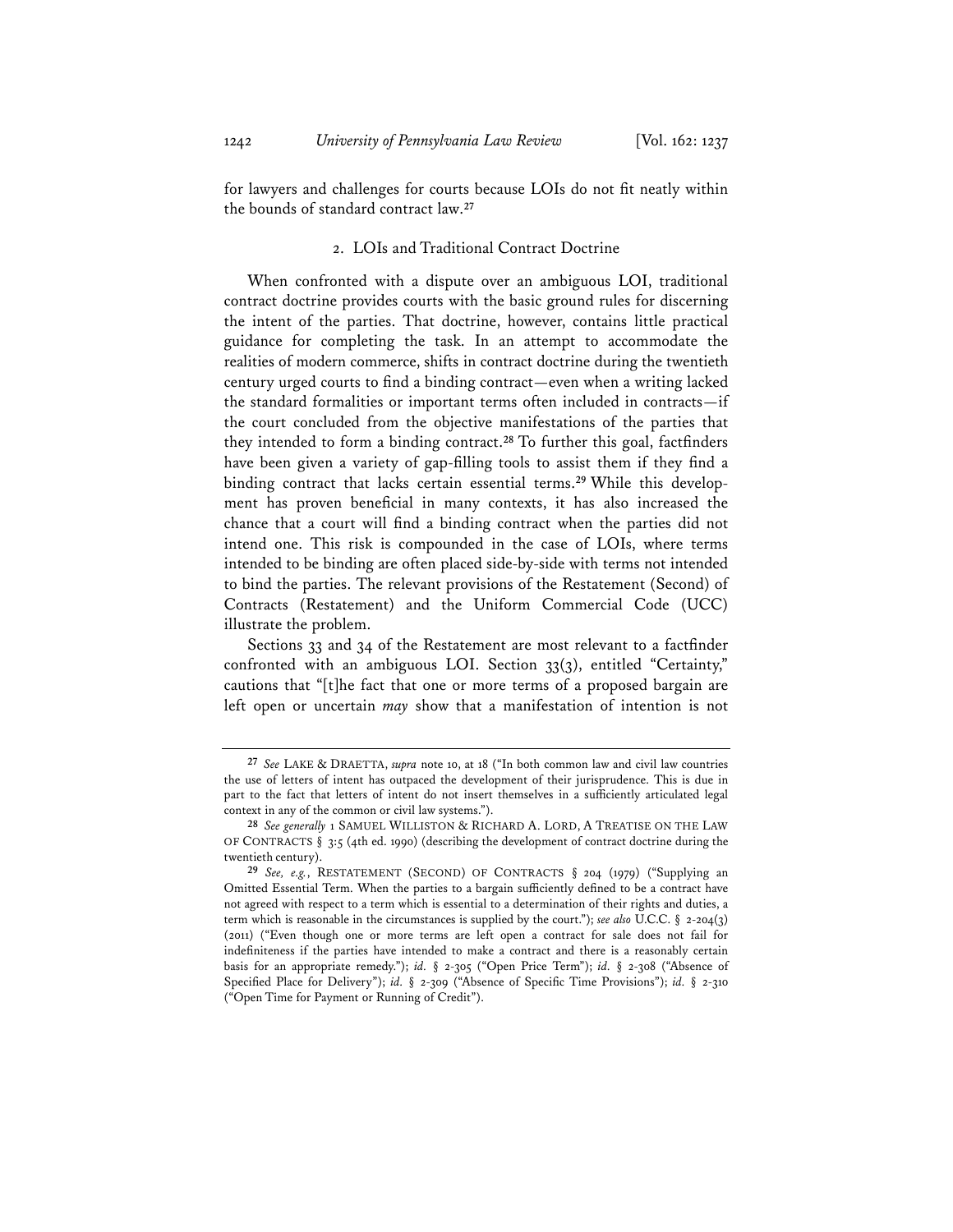for lawyers and challenges for courts because LOIs do not fit neatly within the bounds of standard contract law.[27]

### 2. LOIs and Traditional Contract Doctrine

When confronted with a dispute over an ambiguous LOI, traditional contract doctrine provides courts with the basic ground rules for discerning the intent of the parties. That doctrine, however, contains little practical guidance for completing the task. In an attempt to accommodate the realities of modern commerce, shifts in contract doctrine during the twentieth century urged courts to find a binding contract—even when a writing lacked the standard formalities or important terms often included in contracts—if the court concluded from the objective manifestations of the parties that they intended to form a binding contract.[28] To further this goal, factfinders have been given a variety of gap-filling tools to assist them if they find a binding contract that lacks certain essential terms.[29] While this development has proven beneficial in many contexts, it has also increased the chance that a court will find a binding contract when the parties did not intend one. This risk is compounded in the case of LOIs, where terms intended to be binding are often placed side-by-side with terms not intended to bind the parties. The relevant provisions of the Restatement (Second) of Contracts (Restatement) and the Uniform Commercial Code (UCC) illustrate the problem.

Sections 33 and 34 of the Restatement are most relevant to a factfinder confronted with an ambiguous LOI. Section 33(3), entitled "Certainty," cautions that "[t]he fact that one or more terms of a proposed bargain are left open or uncertain *may* show that a manifestation of intention is not

---

[27] *See* LAKE & DRAETTA, *supra* note 10, at 18 ("In both common law and civil law countries the use of letters of intent has outpaced the development of their jurisprudence. This is due in part to the fact that letters of intent do not insert themselves in a sufficiently articulated legal context in any of the common or civil law systems.").

[28] *See generally* 1 SAMUEL WILLISTON & RICHARD A. LORD, A TREATISE ON THE LAW OF CONTRACTS § 3:5 (4th ed. 1990) (describing the development of contract doctrine during the twentieth century).

[29] *See, e.g.*, RESTATEMENT (SECOND) OF CONTRACTS § 204 (1979) ("Supplying an Omitted Essential Term. When the parties to a bargain sufficiently defined to be a contract have not agreed with respect to a term which is essential to a determination of their rights and duties, a term which is reasonable in the circumstances is supplied by the court."); *see also* U.C.C. § 2-204(3) (2011) ("Even though one or more terms are left open a contract for sale does not fail for indefiniteness if the parties have intended to make a contract and there is a reasonably certain basis for an appropriate remedy."); *id.* § 2-305 ("Open Price Term"); *id.* § 2-308 ("Absence of Specified Place for Delivery"); *id.* § 2-309 ("Absence of Specific Time Provisions"); *id.* § 2-310 ("Open Time for Payment or Running of Credit").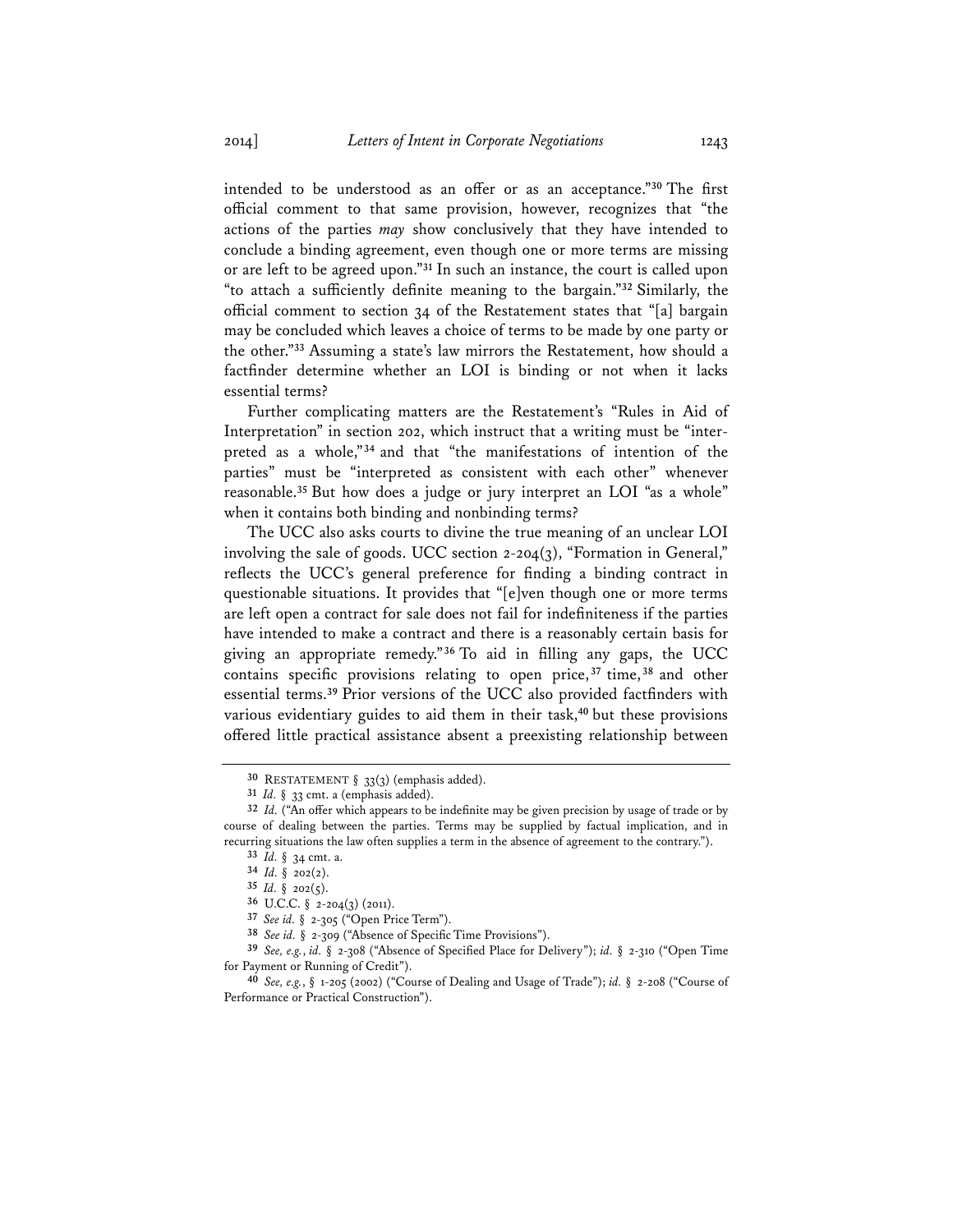intended to be understood as an offer or as an acceptance."[30] The first official comment to that same provision, however, recognizes that "the actions of the parties *may* show conclusively that they have intended to conclude a binding agreement, even though one or more terms are missing or are left to be agreed upon."[31] In such an instance, the court is called upon "to attach a sufficiently definite meaning to the bargain."[32] Similarly, the official comment to section 34 of the Restatement states that "[a] bargain may be concluded which leaves a choice of terms to be made by one party or the other."[33] Assuming a state's law mirrors the Restatement, how should a factfinder determine whether an LOI is binding or not when it lacks essential terms?

Further complicating matters are the Restatement's "Rules in Aid of Interpretation" in section 202, which instruct that a writing must be "interpreted as a whole,"[34] and that "the manifestations of intention of the parties" must be "interpreted as consistent with each other" whenever reasonable.[35] But how does a judge or jury interpret an LOI "as a whole" when it contains both binding and nonbinding terms?

The UCC also asks courts to divine the true meaning of an unclear LOI involving the sale of goods. UCC section 2-204(3), "Formation in General," reflects the UCC's general preference for finding a binding contract in questionable situations. It provides that "[e]ven though one or more terms are left open a contract for sale does not fail for indefiniteness if the parties have intended to make a contract and there is a reasonably certain basis for giving an appropriate remedy."[36] To aid in filling any gaps, the UCC contains specific provisions relating to open price,[37] time,[38] and other essential terms.[39] Prior versions of the UCC also provided factfinders with various evidentiary guides to aid them in their task,[40] but these provisions offered little practical assistance absent a preexisting relationship between

---

30 RESTATEMENT § 33(3) (emphasis added).

31 *Id.* § 33 cmt. a (emphasis added).

32 *Id.* ("An offer which appears to be indefinite may be given precision by usage of trade or by course of dealing between the parties. Terms may be supplied by factual implication, and in recurring situations the law often supplies a term in the absence of agreement to the contrary.").

33 *Id.* § 34 cmt. a.

34 *Id.* § 202(2).

35 *Id.* § 202(5).

36 U.C.C. § 2-204(3) (2011).

37 *See id.* § 2-305 ("Open Price Term").

38 *See id.* § 2-309 ("Absence of Specific Time Provisions").

39 *See, e.g.*, *id.* § 2-308 ("Absence of Specified Place for Delivery"); *id.* § 2-310 ("Open Time for Payment or Running of Credit").

40 *See, e.g.*, § 1-205 (2002) ("Course of Dealing and Usage of Trade"); *id.* § 2-208 ("Course of Performance or Practical Construction").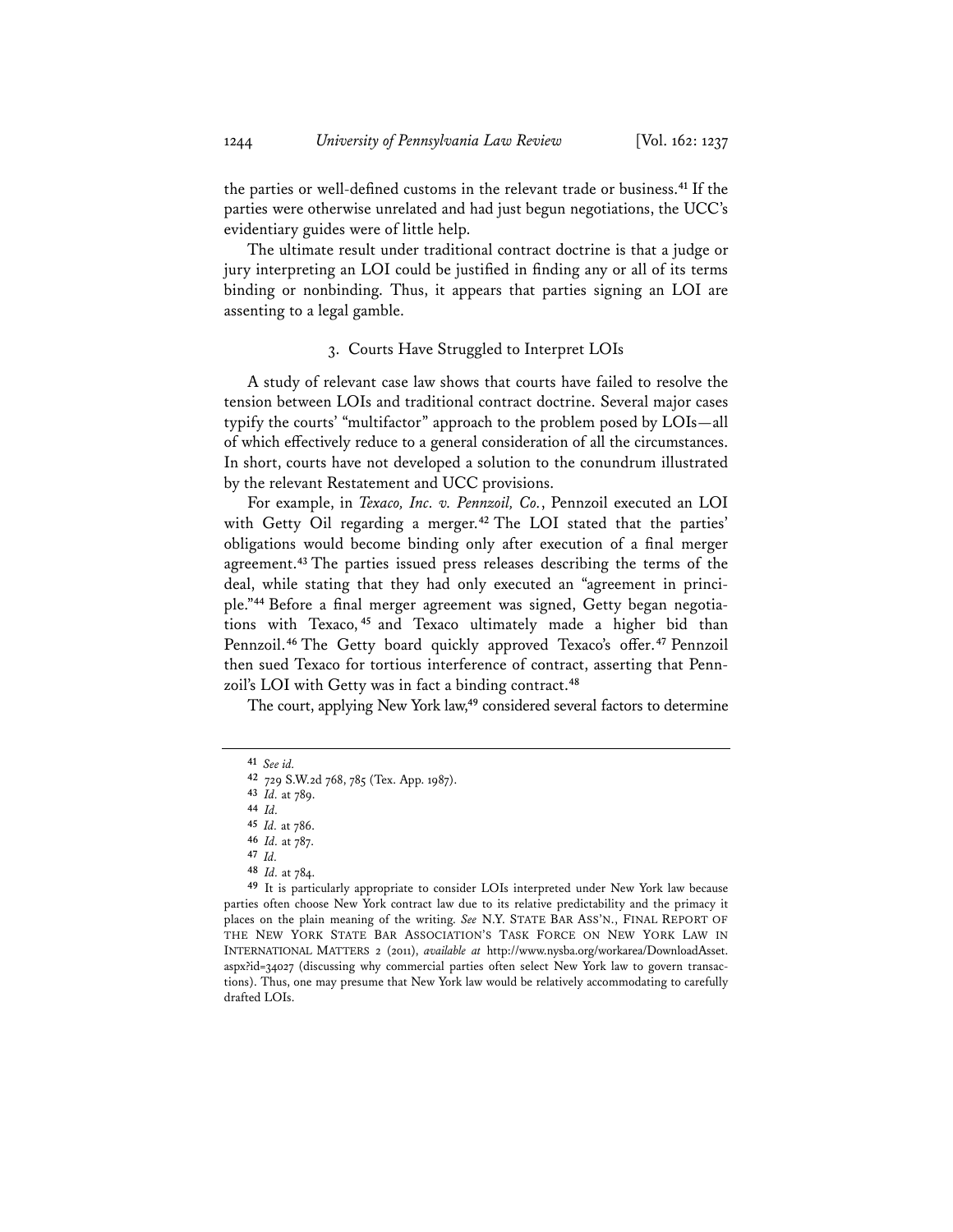the parties or well-defined customs in the relevant trade or business.[41] If the parties were otherwise unrelated and had just begun negotiations, the UCC's evidentiary guides were of little help.

The ultimate result under traditional contract doctrine is that a judge or jury interpreting an LOI could be justified in finding any or all of its terms binding or nonbinding. Thus, it appears that parties signing an LOI are assenting to a legal gamble.

### 3. Courts Have Struggled to Interpret LOIs

A study of relevant case law shows that courts have failed to resolve the tension between LOIs and traditional contract doctrine. Several major cases typify the courts' "multifactor" approach to the problem posed by LOIs—all of which effectively reduce to a general consideration of all the circumstances. In short, courts have not developed a solution to the conundrum illustrated by the relevant Restatement and UCC provisions.

For example, in *Texaco, Inc. v. Pennzoil, Co.*, Pennzoil executed an LOI with Getty Oil regarding a merger.[42] The LOI stated that the parties' obligations would become binding only after execution of a final merger agreement.[43] The parties issued press releases describing the terms of the deal, while stating that they had only executed an "agreement in principle."[44] Before a final merger agreement was signed, Getty began negotiations with Texaco,[45] and Texaco ultimately made a higher bid than Pennzoil.[46] The Getty board quickly approved Texaco's offer.[47] Pennzoil then sued Texaco for tortious interference of contract, asserting that Pennzoil's LOI with Getty was in fact a binding contract.[48]

The court, applying New York law,[49] considered several factors to determine

---

[41] *See id.*

[42] 729 S.W.2d 768, 785 (Tex. App. 1987).

[43] *Id.* at 789.

[44] *Id.*

[45] *Id.* at 786.

[46] *Id.* at 787.

[47] *Id.*

[48] *Id.* at 784.

[49] It is particularly appropriate to consider LOIs interpreted under New York law because parties often choose New York contract law due to its relative predictability and the primacy it places on the plain meaning of the writing. *See* N.Y. STATE BAR ASS'N., FINAL REPORT OF THE NEW YORK STATE BAR ASSOCIATION'S TASK FORCE ON NEW YORK LAW IN INTERNATIONAL MATTERS 2 (2011), *available at* http://www.nysba.org/workarea/DownloadAsset.aspx?id=34027 (discussing why commercial parties often select New York law to govern transactions). Thus, one may presume that New York law would be relatively accommodating to carefully drafted LOIs.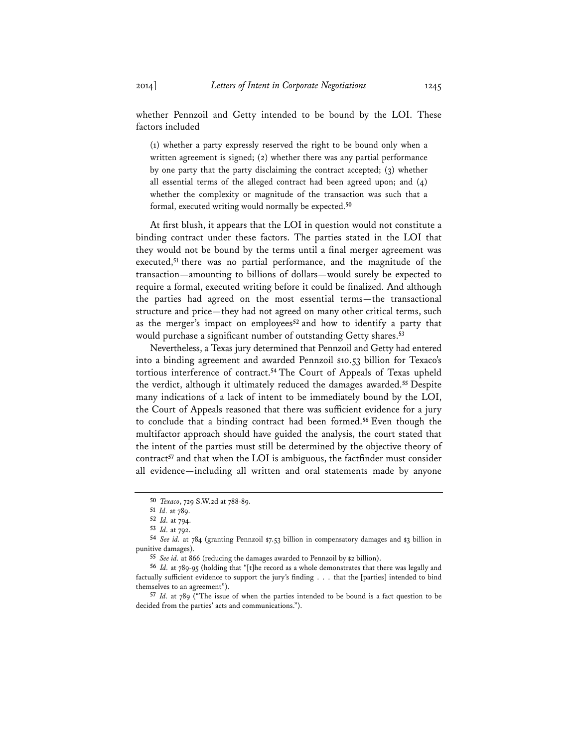whether Pennzoil and Getty intended to be bound by the LOI. These factors included

> (1) whether a party expressly reserved the right to be bound only when a written agreement is signed; (2) whether there was any partial performance by one party that the party disclaiming the contract accepted; (3) whether all essential terms of the alleged contract had been agreed upon; and (4) whether the complexity or magnitude of the transaction was such that a formal, executed writing would normally be expected.[50]

At first blush, it appears that the LOI in question would not constitute a binding contract under these factors. The parties stated in the LOI that they would not be bound by the terms until a final merger agreement was executed,[51] there was no partial performance, and the magnitude of the transaction—amounting to billions of dollars—would surely be expected to require a formal, executed writing before it could be finalized. And although the parties had agreed on the most essential terms—the transactional structure and price—they had not agreed on many other critical terms, such as the merger's impact on employees[52] and how to identify a party that would purchase a significant number of outstanding Getty shares.[53]

Nevertheless, a Texas jury determined that Pennzoil and Getty had entered into a binding agreement and awarded Pennzoil $10.53 billion for Texaco's tortious interference of contract.[54] The Court of Appeals of Texas upheld the verdict, although it ultimately reduced the damages awarded.[55] Despite many indications of a lack of intent to be immediately bound by the LOI, the Court of Appeals reasoned that there was sufficient evidence for a jury to conclude that a binding contract had been formed.[56] Even though the multifactor approach should have guided the analysis, the court stated that the intent of the parties must still be determined by the objective theory of contract[57] and that when the LOI is ambiguous, the factfinder must consider all evidence—including all written and oral statements made by anyone

---

50 *Texaco*, 729 S.W.2d at 788-89.

51 *Id.* at 789.

52 *Id.* at 794.

53 *Id.* at 792.

54 *See id.* at 784 (granting Pennzoil $7.53 billion in compensatory damages and $3 billion in punitive damages).

55 *See id.* at 866 (reducing the damages awarded to Pennzoil by $2 billion).

56 *Id.* at 789-95 (holding that "[t]he record as a whole demonstrates that there was legally and factually sufficient evidence to support the jury's finding . . . that the [parties] intended to bind themselves to an agreement").

57 *Id.* at 789 ("The issue of when the parties intended to be bound is a fact question to be decided from the parties' acts and communications.").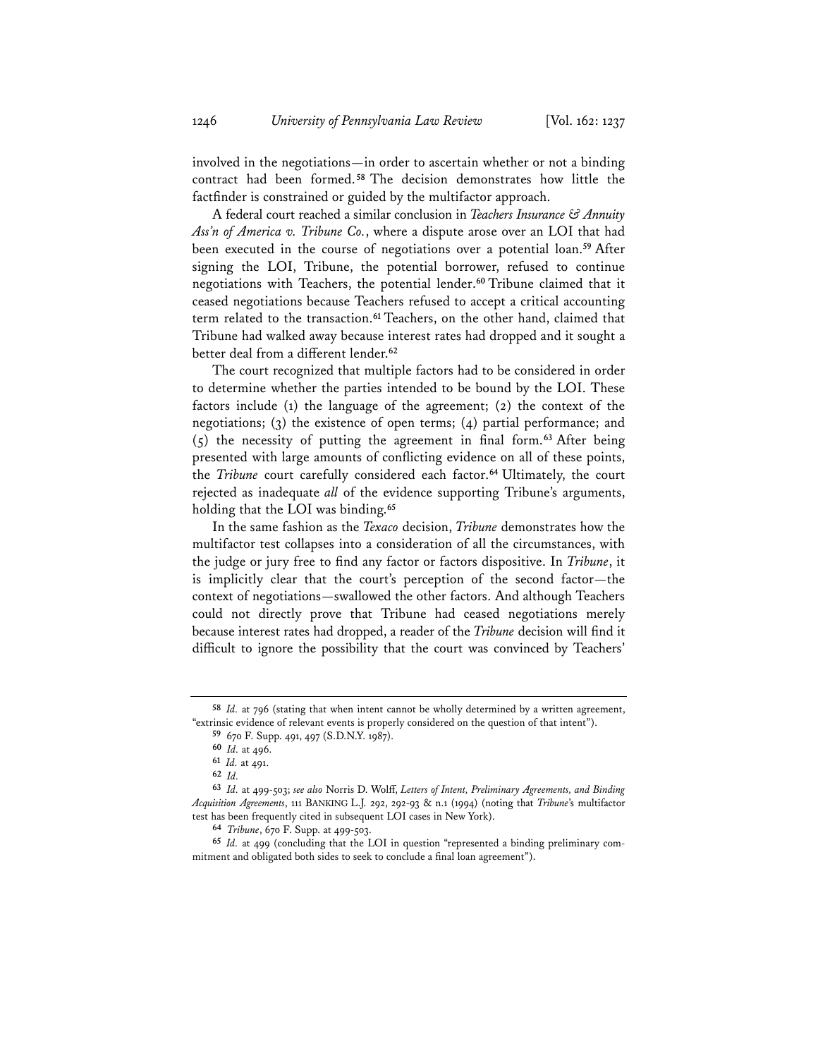involved in the negotiations—in order to ascertain whether or not a binding contract had been formed.[58] The decision demonstrates how little the factfinder is constrained or guided by the multifactor approach.

A federal court reached a similar conclusion in *Teachers Insurance & Annuity Ass'n of America v. Tribune Co.*, where a dispute arose over an LOI that had been executed in the course of negotiations over a potential loan.[59] After signing the LOI, Tribune, the potential borrower, refused to continue negotiations with Teachers, the potential lender.[60] Tribune claimed that it ceased negotiations because Teachers refused to accept a critical accounting term related to the transaction.[61] Teachers, on the other hand, claimed that Tribune had walked away because interest rates had dropped and it sought a better deal from a different lender.[62]

The court recognized that multiple factors had to be considered in order to determine whether the parties intended to be bound by the LOI. These factors include (1) the language of the agreement; (2) the context of the negotiations; (3) the existence of open terms; (4) partial performance; and (5) the necessity of putting the agreement in final form.[63] After being presented with large amounts of conflicting evidence on all of these points, the *Tribune* court carefully considered each factor.[64] Ultimately, the court rejected as inadequate *all* of the evidence supporting Tribune's arguments, holding that the LOI was binding.[65]

In the same fashion as the *Texaco* decision, *Tribune* demonstrates how the multifactor test collapses into a consideration of all the circumstances, with the judge or jury free to find any factor or factors dispositive. In *Tribune*, it is implicitly clear that the court's perception of the second factor—the context of negotiations—swallowed the other factors. And although Teachers could not directly prove that Tribune had ceased negotiations merely because interest rates had dropped, a reader of the *Tribune* decision will find it difficult to ignore the possibility that the court was convinced by Teachers'

---

[58] *Id.* at 796 (stating that when intent cannot be wholly determined by a written agreement, "extrinsic evidence of relevant events is properly considered on the question of that intent").

[59] 670 F. Supp. 491, 497 (S.D.N.Y. 1987).

[60] *Id.* at 496.

[61] *Id.* at 491.

[62] *Id.*

[63] *Id.* at 499-503; *see also* Norris D. Wolff, *Letters of Intent, Preliminary Agreements, and Binding Acquisition Agreements*, 111 BANKING L.J. 292, 292-93 & n.1 (1994) (noting that *Tribune*'s multifactor test has been frequently cited in subsequent LOI cases in New York).

[64] *Tribune*, 670 F. Supp. at 499-503.

[65] *Id.* at 499 (concluding that the LOI in question "represented a binding preliminary commitment and obligated both sides to seek to conclude a final loan agreement").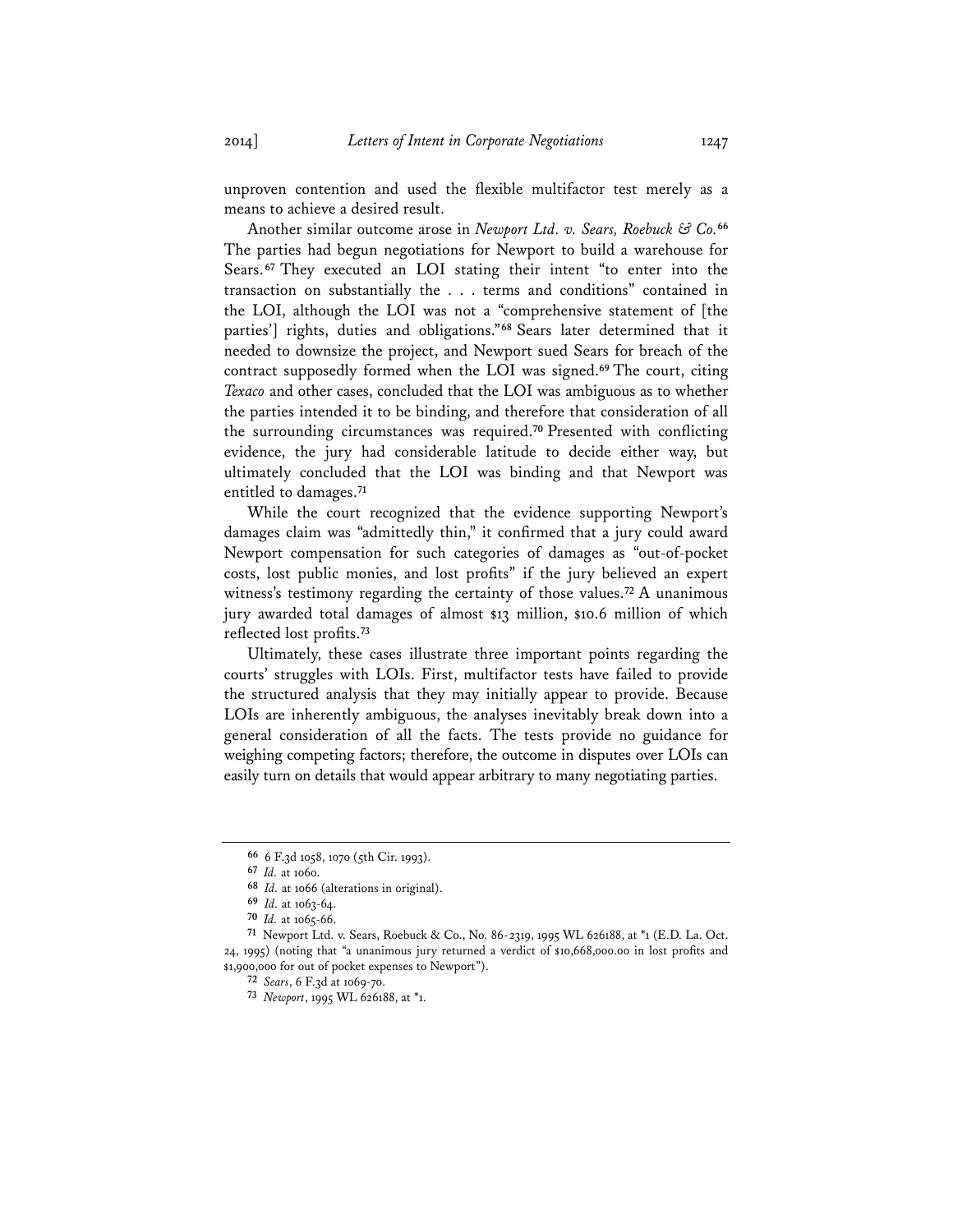unproven contention and used the flexible multifactor test merely as a means to achieve a desired result.

Another similar outcome arose in *Newport Ltd. v. Sears, Roebuck & Co.*[66] The parties had begun negotiations for Newport to build a warehouse for Sears.[67] They executed an LOI stating their intent "to enter into the transaction on substantially the . . . terms and conditions" contained in the LOI, although the LOI was not a "comprehensive statement of [the parties'] rights, duties and obligations."[68] Sears later determined that it needed to downsize the project, and Newport sued Sears for breach of the contract supposedly formed when the LOI was signed.[69] The court, citing *Texaco* and other cases, concluded that the LOI was ambiguous as to whether the parties intended it to be binding, and therefore that consideration of all the surrounding circumstances was required.[70] Presented with conflicting evidence, the jury had considerable latitude to decide either way, but ultimately concluded that the LOI was binding and that Newport was entitled to damages.[71]

While the court recognized that the evidence supporting Newport's damages claim was "admittedly thin," it confirmed that a jury could award Newport compensation for such categories of damages as "out-of-pocket costs, lost public monies, and lost profits" if the jury believed an expert witness's testimony regarding the certainty of those values.[72] A unanimous jury awarded total damages of almost $13 million, $10.6 million of which reflected lost profits.[73]

Ultimately, these cases illustrate three important points regarding the courts' struggles with LOIs. First, multifactor tests have failed to provide the structured analysis that they may initially appear to provide. Because LOIs are inherently ambiguous, the analyses inevitably break down into a general consideration of all the facts. The tests provide no guidance for weighing competing factors; therefore, the outcome in disputes over LOIs can easily turn on details that would appear arbitrary to many negotiating parties.

---

66 6 F.3d 1058, 1070 (5th Cir. 1993).

67 *Id.* at 1060.

68 *Id.* at 1066 (alterations in original).

69 *Id.* at 1063-64.

70 *Id.* at 1065-66.

71 Newport Ltd. v. Sears, Roebuck & Co., No. 86-2319, 1995 WL 626188, at *1 (E.D. La. Oct. 24, 1995) (noting that "a unanimous jury returned a verdict of $10,668,000.00 in lost profits and $1,900,000 for out of pocket expenses to Newport").

72 *Sears*, 6 F.3d at 1069-70.

73 *Newport*, 1995 WL 626188, at *1.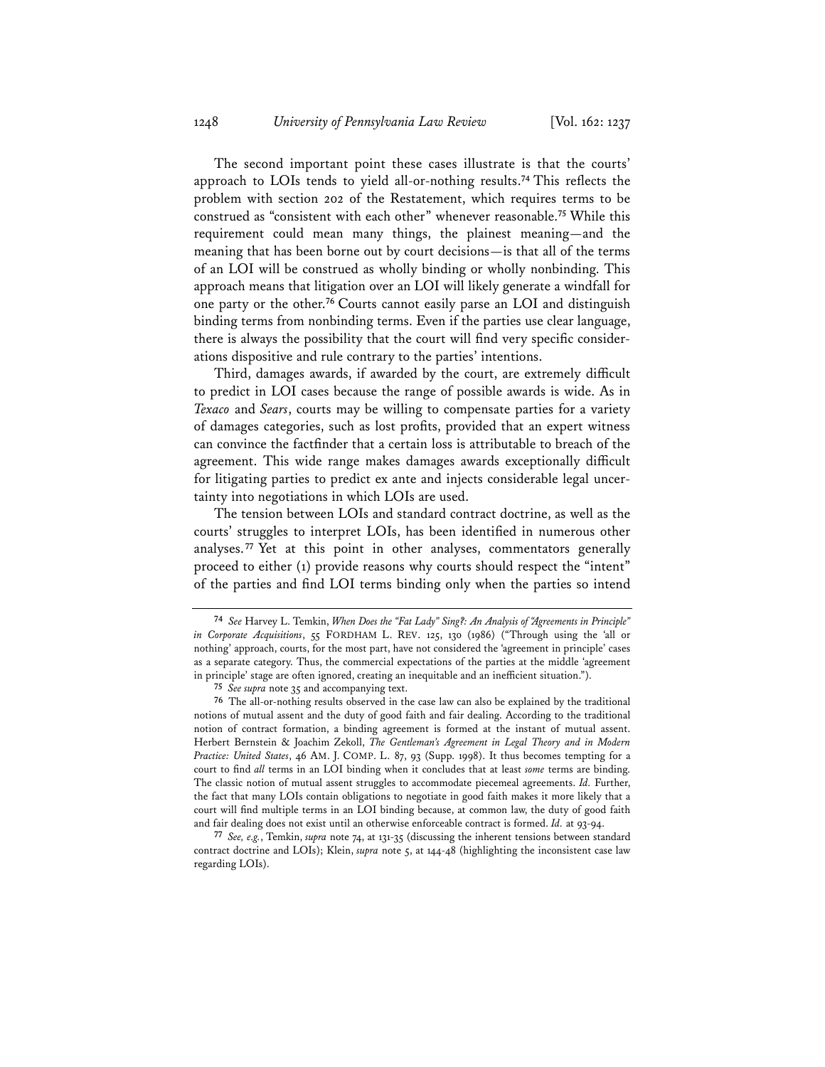The second important point these cases illustrate is that the courts' approach to LOIs tends to yield all-or-nothing results.[74] This reflects the problem with section 202 of the Restatement, which requires terms to be construed as "consistent with each other" whenever reasonable.[75] While this requirement could mean many things, the plainest meaning—and the meaning that has been borne out by court decisions—is that all of the terms of an LOI will be construed as wholly binding or wholly nonbinding. This approach means that litigation over an LOI will likely generate a windfall for one party or the other.[76] Courts cannot easily parse an LOI and distinguish binding terms from nonbinding terms. Even if the parties use clear language, there is always the possibility that the court will find very specific considerations dispositive and rule contrary to the parties' intentions.

Third, damages awards, if awarded by the court, are extremely difficult to predict in LOI cases because the range of possible awards is wide. As in *Texaco* and *Sears*, courts may be willing to compensate parties for a variety of damages categories, such as lost profits, provided that an expert witness can convince the factfinder that a certain loss is attributable to breach of the agreement. This wide range makes damages awards exceptionally difficult for litigating parties to predict ex ante and injects considerable legal uncertainty into negotiations in which LOIs are used.

The tension between LOIs and standard contract doctrine, as well as the courts' struggles to interpret LOIs, has been identified in numerous other analyses.[77] Yet at this point in other analyses, commentators generally proceed to either (1) provide reasons why courts should respect the "intent" of the parties and find LOI terms binding only when the parties so intend

---

[74] *See* Harvey L. Temkin, *When Does the "Fat Lady" Sing?: An Analysis of "Agreements in Principle" in Corporate Acquisitions*, 55 FORDHAM L. REV. 125, 130 (1986) ("Through using the 'all or nothing' approach, courts, for the most part, have not considered the 'agreement in principle' cases as a separate category. Thus, the commercial expectations of the parties at the middle 'agreement in principle' stage are often ignored, creating an inequitable and an inefficient situation.").

[75] *See supra* note 35 and accompanying text.

[76] The all-or-nothing results observed in the case law can also be explained by the traditional notions of mutual assent and the duty of good faith and fair dealing. According to the traditional notion of contract formation, a binding agreement is formed at the instant of mutual assent. Herbert Bernstein & Joachim Zekoll, *The Gentleman's Agreement in Legal Theory and in Modern Practice: United States*, 46 AM. J. COMP. L. 87, 93 (Supp. 1998). It thus becomes tempting for a court to find *all* terms in an LOI binding when it concludes that at least *some* terms are binding. The classic notion of mutual assent struggles to accommodate piecemeal agreements. *Id.* Further, the fact that many LOIs contain obligations to negotiate in good faith makes it more likely that a court will find multiple terms in an LOI binding because, at common law, the duty of good faith and fair dealing does not exist until an otherwise enforceable contract is formed. *Id.* at 93-94.

[77] *See, e.g.*, Temkin, *supra* note 74, at 131-35 (discussing the inherent tensions between standard contract doctrine and LOIs); Klein, *supra* note 5, at 144-48 (highlighting the inconsistent case law regarding LOIs).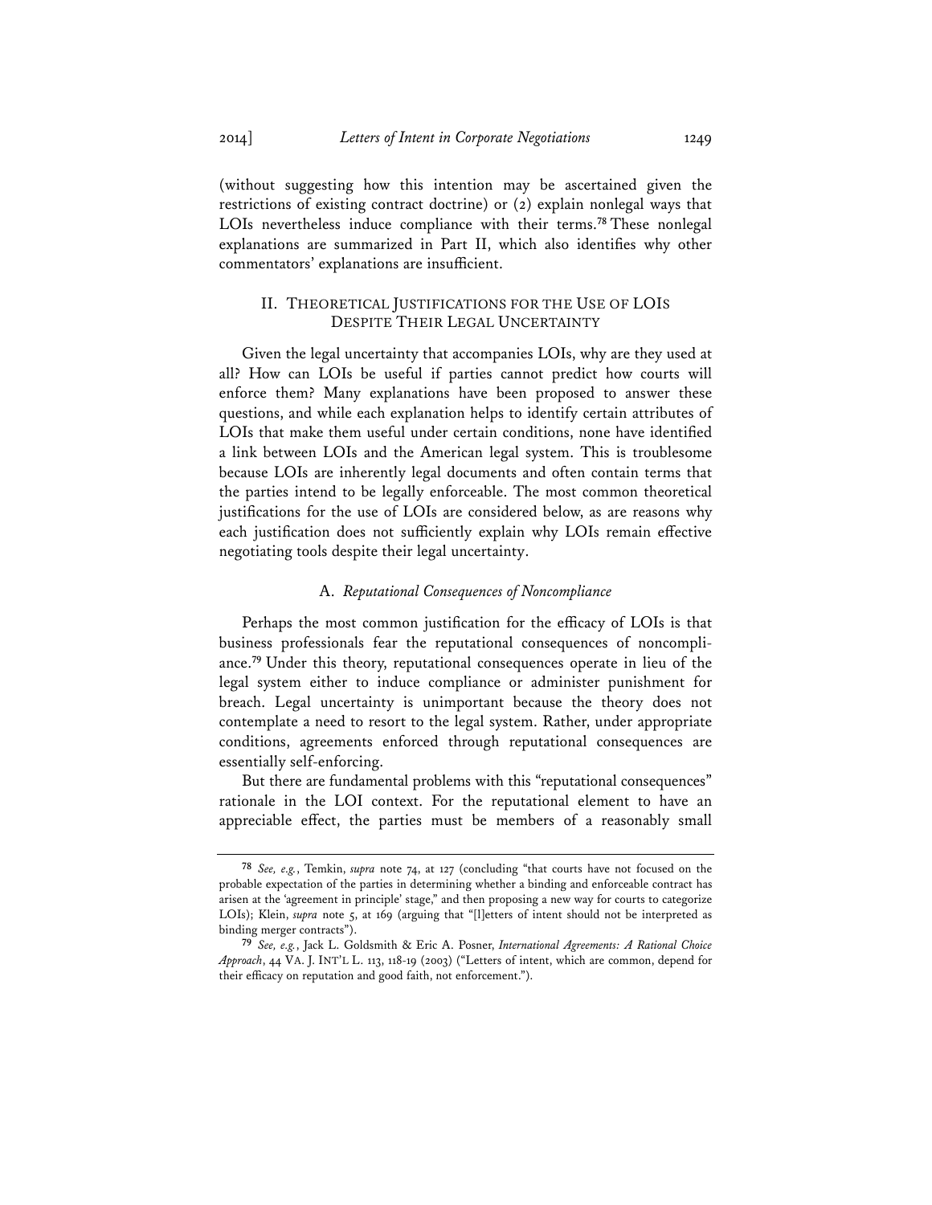(without suggesting how this intention may be ascertained given the restrictions of existing contract doctrine) or (2) explain nonlegal ways that LOIs nevertheless induce compliance with their terms.[78] These nonlegal explanations are summarized in Part II, which also identifies why other commentators' explanations are insufficient.

## II. THEORETICAL JUSTIFICATIONS FOR THE USE OF LOIS DESPITE THEIR LEGAL UNCERTAINTY

Given the legal uncertainty that accompanies LOIs, why are they used at all? How can LOIs be useful if parties cannot predict how courts will enforce them? Many explanations have been proposed to answer these questions, and while each explanation helps to identify certain attributes of LOIs that make them useful under certain conditions, none have identified a link between LOIs and the American legal system. This is troublesome because LOIs are inherently legal documents and often contain terms that the parties intend to be legally enforceable. The most common theoretical justifications for the use of LOIs are considered below, as are reasons why each justification does not sufficiently explain why LOIs remain effective negotiating tools despite their legal uncertainty.

### A. *Reputational Consequences of Noncompliance*

Perhaps the most common justification for the efficacy of LOIs is that business professionals fear the reputational consequences of noncompliance.[79] Under this theory, reputational consequences operate in lieu of the legal system either to induce compliance or administer punishment for breach. Legal uncertainty is unimportant because the theory does not contemplate a need to resort to the legal system. Rather, under appropriate conditions, agreements enforced through reputational consequences are essentially self-enforcing.

But there are fundamental problems with this "reputational consequences" rationale in the LOI context. For the reputational element to have an appreciable effect, the parties must be members of a reasonably small

---

[78] *See, e.g.*, Temkin, *supra* note 74, at 127 (concluding "that courts have not focused on the probable expectation of the parties in determining whether a binding and enforceable contract has arisen at the 'agreement in principle' stage," and then proposing a new way for courts to categorize LOIs); Klein, *supra* note 5, at 169 (arguing that "[l]etters of intent should not be interpreted as binding merger contracts").

[79] *See, e.g.*, Jack L. Goldsmith & Eric A. Posner, *International Agreements: A Rational Choice Approach*, 44 VA. J. INT'L L. 113, 118-19 (2003) ("Letters of intent, which are common, depend for their efficacy on reputation and good faith, not enforcement.").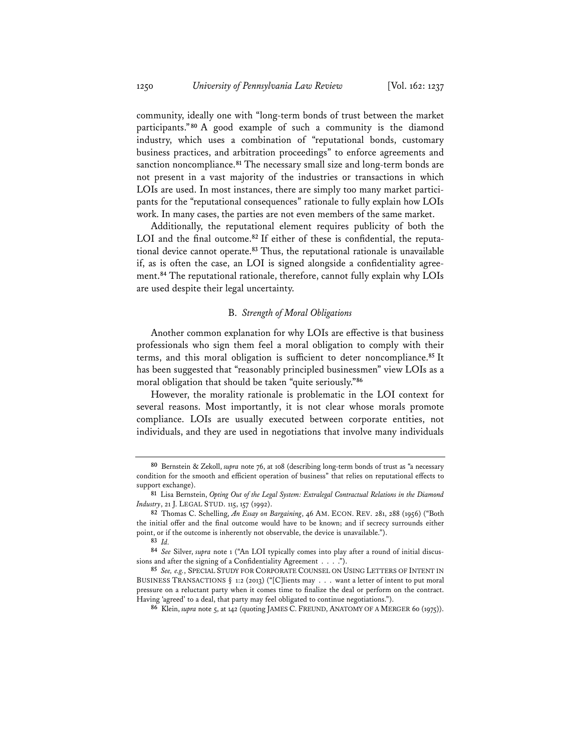community, ideally one with "long-term bonds of trust between the market participants."[80] A good example of such a community is the diamond industry, which uses a combination of "reputational bonds, customary business practices, and arbitration proceedings" to enforce agreements and sanction noncompliance.[81] The necessary small size and long-term bonds are not present in a vast majority of the industries or transactions in which LOIs are used. In most instances, there are simply too many market participants for the "reputational consequences" rationale to fully explain how LOIs work. In many cases, the parties are not even members of the same market.

Additionally, the reputational element requires publicity of both the LOI and the final outcome.[82] If either of these is confidential, the reputational device cannot operate.[83] Thus, the reputational rationale is unavailable if, as is often the case, an LOI is signed alongside a confidentiality agreement.[84] The reputational rationale, therefore, cannot fully explain why LOIs are used despite their legal uncertainty.

### B. *Strength of Moral Obligations*

Another common explanation for why LOIs are effective is that business professionals who sign them feel a moral obligation to comply with their terms, and this moral obligation is sufficient to deter noncompliance.[85] It has been suggested that "reasonably principled businessmen" view LOIs as a moral obligation that should be taken "quite seriously."[86]

However, the morality rationale is problematic in the LOI context for several reasons. Most importantly, it is not clear whose morals promote compliance. LOIs are usually executed between corporate entities, not individuals, and they are used in negotiations that involve many individuals

---

[80] Bernstein & Zekoll, *supra* note 76, at 108 (describing long-term bonds of trust as "a necessary condition for the smooth and efficient operation of business" that relies on reputational effects to support exchange).

[81] Lisa Bernstein, *Opting Out of the Legal System: Extralegal Contractual Relations in the Diamond Industry*, 21 J. LEGAL STUD. 115, 157 (1992).

[82] Thomas C. Schelling, *An Essay on Bargaining*, 46 AM. ECON. REV. 281, 288 (1956) ("Both the initial offer and the final outcome would have to be known; and if secrecy surrounds either point, or if the outcome is inherently not observable, the device is unavailable.").

[83] *Id.*

[84] *See* Silver, *supra* note 1 ("An LOI typically comes into play after a round of initial discussions and after the signing of a Confidentiality Agreement . . . .").

[85] *See, e.g.*, SPECIAL STUDY FOR CORPORATE COUNSEL ON USING LETTERS OF INTENT IN BUSINESS TRANSACTIONS § 1:2 (2013) ("[C]lients may . . . want a letter of intent to put moral pressure on a reluctant party when it comes time to finalize the deal or perform on the contract. Having 'agreed' to a deal, that party may feel obligated to continue negotiations.").

[86] Klein, *supra* note 5, at 142 (quoting JAMES C. FREUND, ANATOMY OF A MERGER 60 (1975)).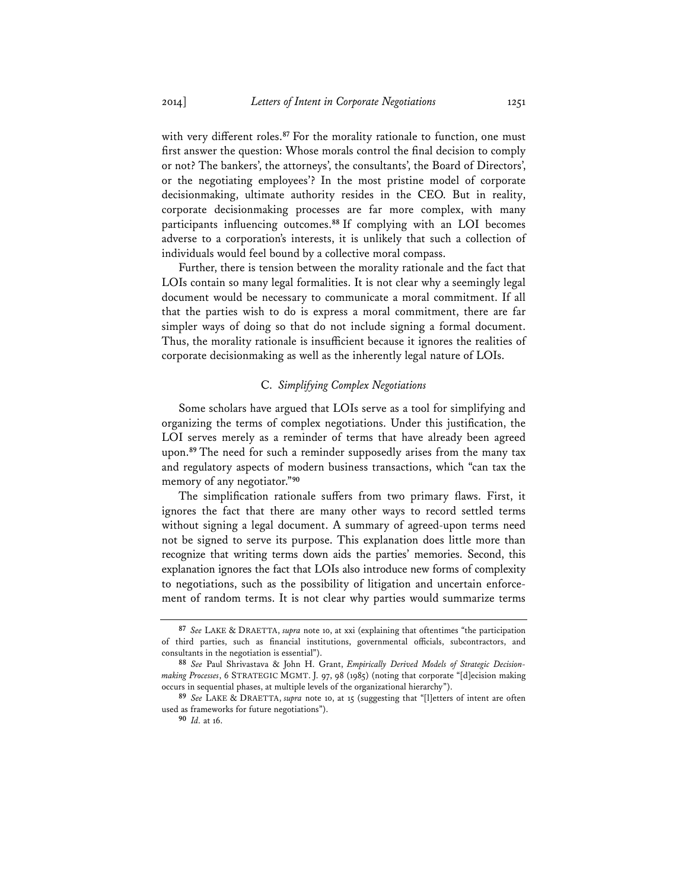with very different roles.[87] For the morality rationale to function, one must first answer the question: Whose morals control the final decision to comply or not? The bankers', the attorneys', the consultants', the Board of Directors', or the negotiating employees'? In the most pristine model of corporate decisionmaking, ultimate authority resides in the CEO. But in reality, corporate decisionmaking processes are far more complex, with many participants influencing outcomes.[88] If complying with an LOI becomes adverse to a corporation's interests, it is unlikely that such a collection of individuals would feel bound by a collective moral compass.

Further, there is tension between the morality rationale and the fact that LOIs contain so many legal formalities. It is not clear why a seemingly legal document would be necessary to communicate a moral commitment. If all that the parties wish to do is express a moral commitment, there are far simpler ways of doing so that do not include signing a formal document. Thus, the morality rationale is insufficient because it ignores the realities of corporate decisionmaking as well as the inherently legal nature of LOIs.

### C. *Simplifying Complex Negotiations*

Some scholars have argued that LOIs serve as a tool for simplifying and organizing the terms of complex negotiations. Under this justification, the LOI serves merely as a reminder of terms that have already been agreed upon.[89] The need for such a reminder supposedly arises from the many tax and regulatory aspects of modern business transactions, which "can tax the memory of any negotiator."[90]

The simplification rationale suffers from two primary flaws. First, it ignores the fact that there are many other ways to record settled terms without signing a legal document. A summary of agreed-upon terms need not be signed to serve its purpose. This explanation does little more than recognize that writing terms down aids the parties' memories. Second, this explanation ignores the fact that LOIs also introduce new forms of complexity to negotiations, such as the possibility of litigation and uncertain enforcement of random terms. It is not clear why parties would summarize terms

---

[87] *See* LAKE & DRAETTA, *supra* note 10, at xxi (explaining that oftentimes "the participation of third parties, such as financial institutions, governmental officials, subcontractors, and consultants in the negotiation is essential").

[88] *See* Paul Shrivastava & John H. Grant, *Empirically Derived Models of Strategic Decision-making Processes*, 6 STRATEGIC MGMT. J. 97, 98 (1985) (noting that corporate "[d]ecision making occurs in sequential phases, at multiple levels of the organizational hierarchy").

[89] *See* LAKE & DRAETTA, *supra* note 10, at 15 (suggesting that "[l]etters of intent are often used as frameworks for future negotiations").

[90] *Id.* at 16.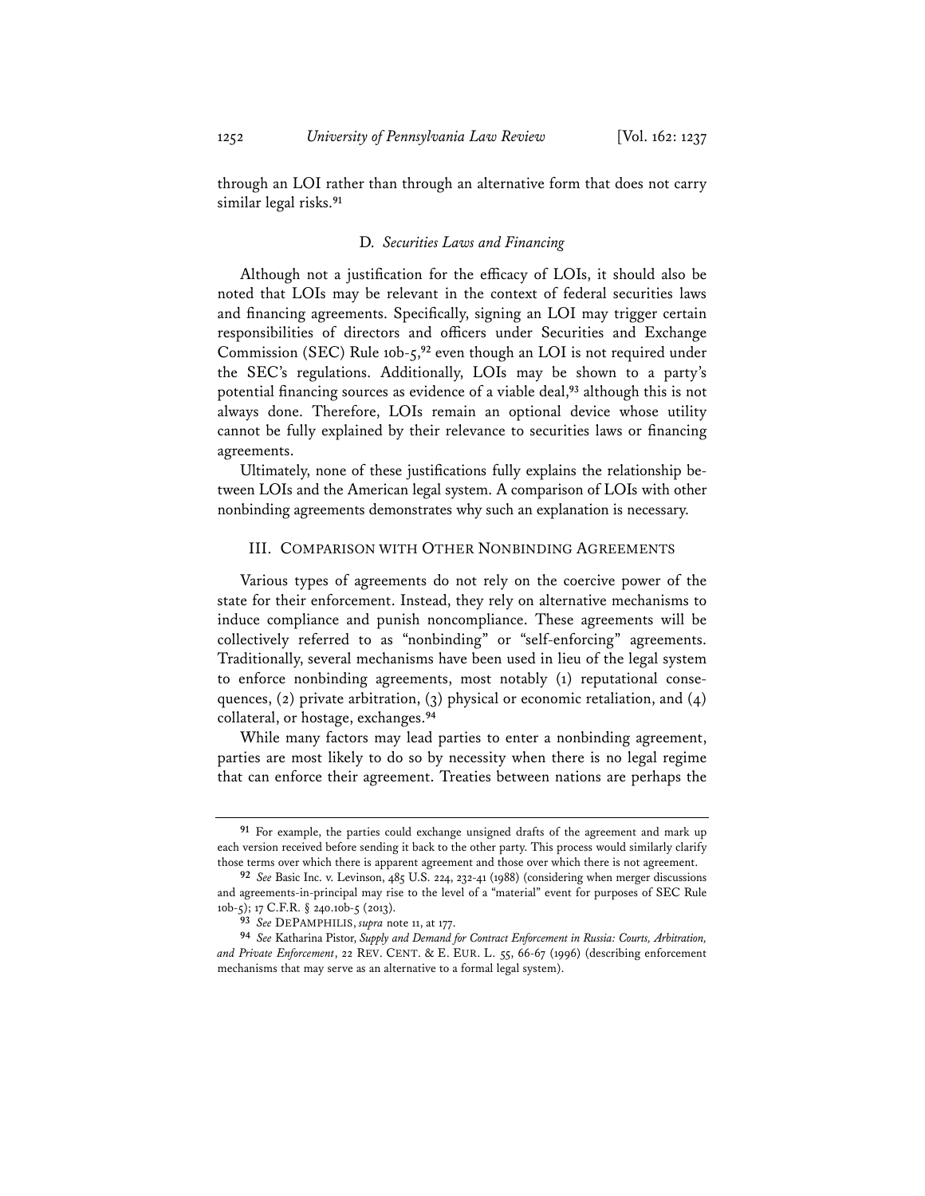through an LOI rather than through an alternative form that does not carry similar legal risks.[91]

### D. *Securities Laws and Financing*

Although not a justification for the efficacy of LOIs, it should also be noted that LOIs may be relevant in the context of federal securities laws and financing agreements. Specifically, signing an LOI may trigger certain responsibilities of directors and officers under Securities and Exchange Commission (SEC) Rule 10b-5,[92] even though an LOI is not required under the SEC's regulations. Additionally, LOIs may be shown to a party's potential financing sources as evidence of a viable deal,[93] although this is not always done. Therefore, LOIs remain an optional device whose utility cannot be fully explained by their relevance to securities laws or financing agreements.

Ultimately, none of these justifications fully explains the relationship between LOIs and the American legal system. A comparison of LOIs with other nonbinding agreements demonstrates why such an explanation is necessary.

## III. COMPARISON WITH OTHER NONBINDING AGREEMENTS

Various types of agreements do not rely on the coercive power of the state for their enforcement. Instead, they rely on alternative mechanisms to induce compliance and punish noncompliance. These agreements will be collectively referred to as "nonbinding" or "self-enforcing" agreements. Traditionally, several mechanisms have been used in lieu of the legal system to enforce nonbinding agreements, most notably (1) reputational consequences, (2) private arbitration, (3) physical or economic retaliation, and (4) collateral, or hostage, exchanges.[94]

While many factors may lead parties to enter a nonbinding agreement, parties are most likely to do so by necessity when there is no legal regime that can enforce their agreement. Treaties between nations are perhaps the

---

[91] For example, the parties could exchange unsigned drafts of the agreement and mark up each version received before sending it back to the other party. This process would similarly clarify those terms over which there is apparent agreement and those over which there is not agreement.

[92] *See* Basic Inc. v. Levinson, 485 U.S. 224, 232-41 (1988) (considering when merger discussions and agreements-in-principal may rise to the level of a "material" event for purposes of SEC Rule 10b-5); 17 C.F.R. § 240.10b-5 (2013).

[93] *See* DEPAMPHILIS, *supra* note 11, at 177.

[94] *See* Katharina Pistor, *Supply and Demand for Contract Enforcement in Russia: Courts, Arbitration, and Private Enforcement*, 22 REV. CENT. & E. EUR. L. 55, 66-67 (1996) (describing enforcement mechanisms that may serve as an alternative to a formal legal system).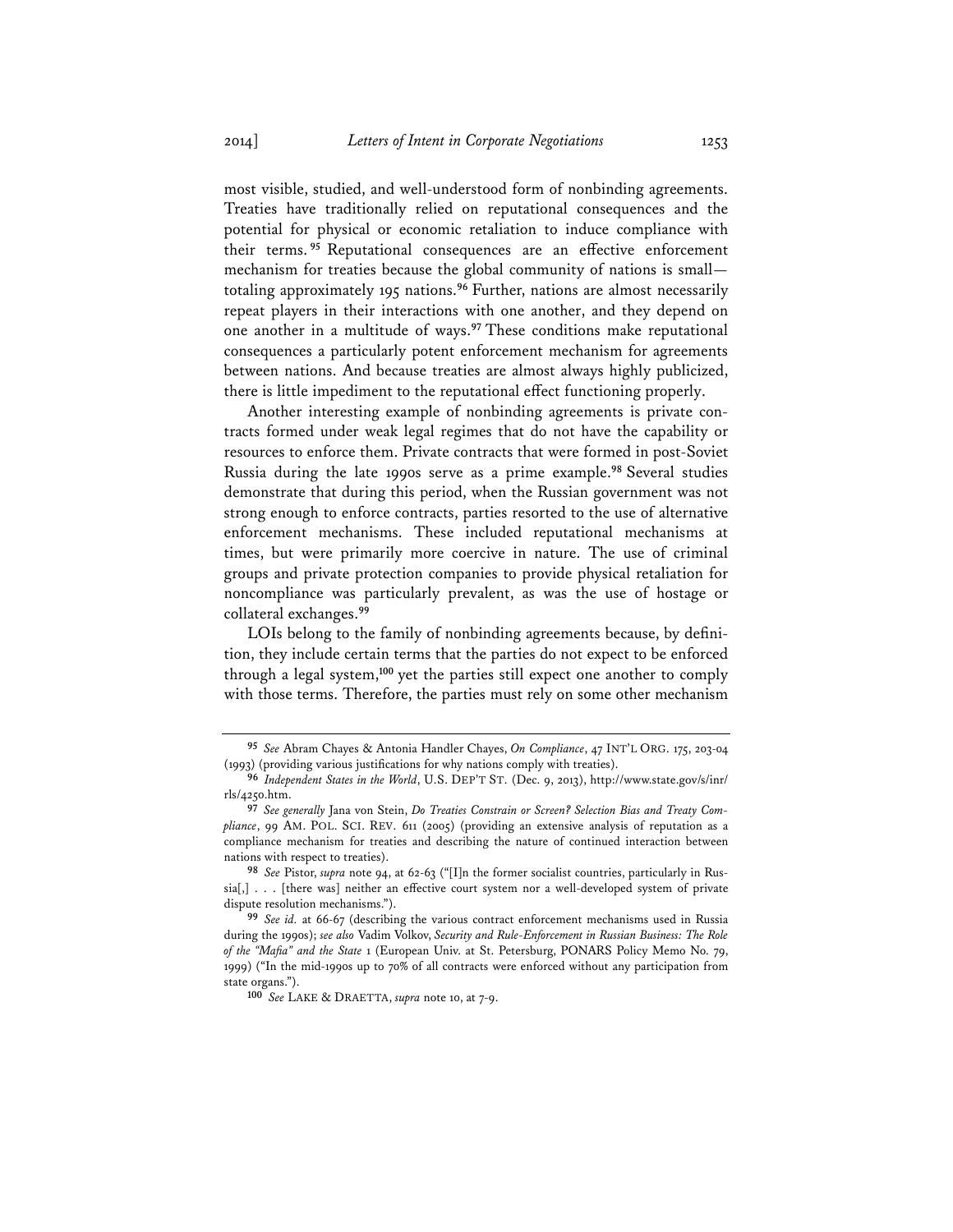most visible, studied, and well-understood form of nonbinding agreements. Treaties have traditionally relied on reputational consequences and the potential for physical or economic retaliation to induce compliance with their terms.[95] Reputational consequences are an effective enforcement mechanism for treaties because the global community of nations is small—totaling approximately 195 nations.[96] Further, nations are almost necessarily repeat players in their interactions with one another, and they depend on one another in a multitude of ways.[97] These conditions make reputational consequences a particularly potent enforcement mechanism for agreements between nations. And because treaties are almost always highly publicized, there is little impediment to the reputational effect functioning properly.

Another interesting example of nonbinding agreements is private contracts formed under weak legal regimes that do not have the capability or resources to enforce them. Private contracts that were formed in post-Soviet Russia during the late 1990s serve as a prime example.[98] Several studies demonstrate that during this period, when the Russian government was not strong enough to enforce contracts, parties resorted to the use of alternative enforcement mechanisms. These included reputational mechanisms at times, but were primarily more coercive in nature. The use of criminal groups and private protection companies to provide physical retaliation for noncompliance was particularly prevalent, as was the use of hostage or collateral exchanges.[99]

LOIs belong to the family of nonbinding agreements because, by definition, they include certain terms that the parties do not expect to be enforced through a legal system,[100] yet the parties still expect one another to comply with those terms. Therefore, the parties must rely on some other mechanism

---

[95] *See* Abram Chayes & Antonia Handler Chayes, *On Compliance*, 47 INT'L ORG. 175, 203-04 (1993) (providing various justifications for why nations comply with treaties).

[96] *Independent States in the World*, U.S. DEP'T ST. (Dec. 9, 2013), http://www.state.gov/s/inr/rls/4250.htm.

[97] *See generally* Jana von Stein, *Do Treaties Constrain or Screen? Selection Bias and Treaty Compliance*, 99 AM. POL. SCI. REV. 611 (2005) (providing an extensive analysis of reputation as a compliance mechanism for treaties and describing the nature of continued interaction between nations with respect to treaties).

[98] *See* Pistor, *supra* note 94, at 62-63 ("[I]n the former socialist countries, particularly in Russia[,] . . . [there was] neither an effective court system nor a well-developed system of private dispute resolution mechanisms.").

[99] *See id.* at 66-67 (describing the various contract enforcement mechanisms used in Russia during the 1990s); *see also* Vadim Volkov, *Security and Rule-Enforcement in Russian Business: The Role of the "Mafia" and the State* 1 (European Univ. at St. Petersburg, PONARS Policy Memo No. 79, 1999) ("In the mid-1990s up to 70% of all contracts were enforced without any participation from state organs.").

[100] *See* LAKE & DRAETTA, *supra* note 10, at 7-9.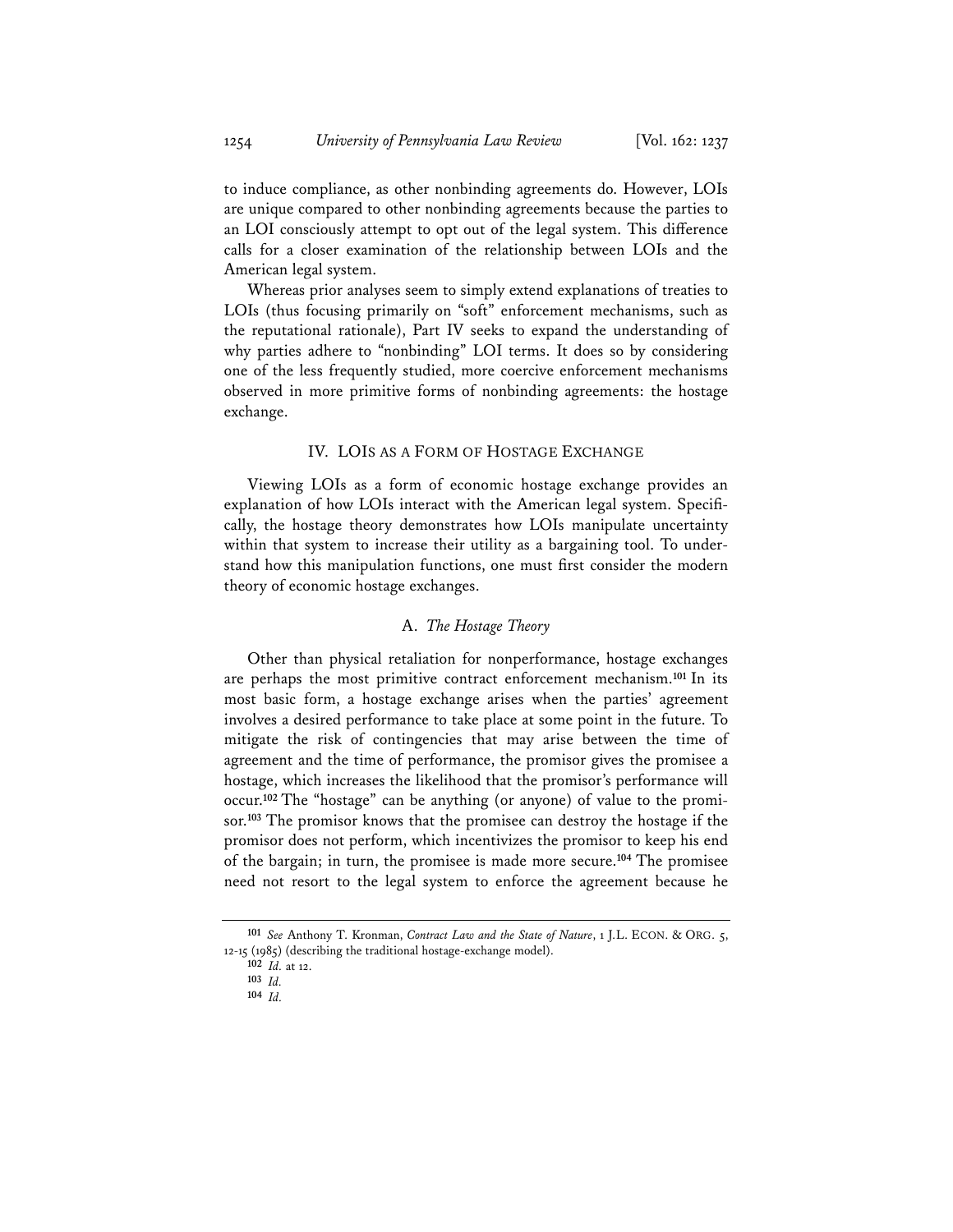to induce compliance, as other nonbinding agreements do. However, LOIs are unique compared to other nonbinding agreements because the parties to an LOI consciously attempt to opt out of the legal system. This difference calls for a closer examination of the relationship between LOIs and the American legal system.

Whereas prior analyses seem to simply extend explanations of treaties to LOIs (thus focusing primarily on "soft" enforcement mechanisms, such as the reputational rationale), Part IV seeks to expand the understanding of why parties adhere to "nonbinding" LOI terms. It does so by considering one of the less frequently studied, more coercive enforcement mechanisms observed in more primitive forms of nonbinding agreements: the hostage exchange.

## IV. LOIs AS A FORM OF HOSTAGE EXCHANGE

Viewing LOIs as a form of economic hostage exchange provides an explanation of how LOIs interact with the American legal system. Specifically, the hostage theory demonstrates how LOIs manipulate uncertainty within that system to increase their utility as a bargaining tool. To understand how this manipulation functions, one must first consider the modern theory of economic hostage exchanges.

### A. *The Hostage Theory*

Other than physical retaliation for nonperformance, hostage exchanges are perhaps the most primitive contract enforcement mechanism.[101] In its most basic form, a hostage exchange arises when the parties' agreement involves a desired performance to take place at some point in the future. To mitigate the risk of contingencies that may arise between the time of agreement and the time of performance, the promisor gives the promisee a hostage, which increases the likelihood that the promisor's performance will occur.[102] The "hostage" can be anything (or anyone) of value to the promisor.[103] The promisor knows that the promisee can destroy the hostage if the promisor does not perform, which incentivizes the promisor to keep his end of the bargain; in turn, the promisee is made more secure.[104] The promisee need not resort to the legal system to enforce the agreement because he

---

[101] *See* Anthony T. Kronman, *Contract Law and the State of Nature*, 1 J.L. ECON. & ORG. 5, 12-15 (1985) (describing the traditional hostage-exchange model).

[102] *Id.* at 12.

[103] *Id.*

[104] *Id.*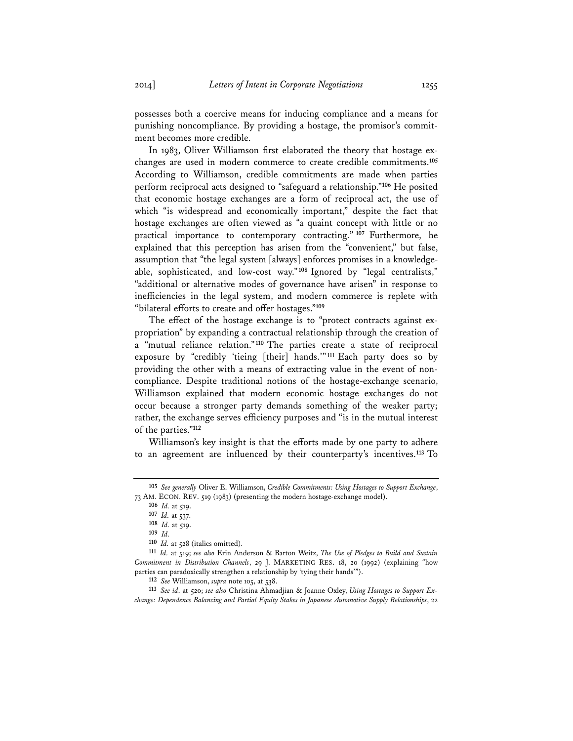possesses both a coercive means for inducing compliance and a means for punishing noncompliance. By providing a hostage, the promisor's commitment becomes more credible.

In 1983, Oliver Williamson first elaborated the theory that hostage exchanges are used in modern commerce to create credible commitments.[105] According to Williamson, credible commitments are made when parties perform reciprocal acts designed to "safeguard a relationship."[106] He posited that economic hostage exchanges are a form of reciprocal act, the use of which "is widespread and economically important," despite the fact that hostage exchanges are often viewed as "a quaint concept with little or no practical importance to contemporary contracting."[107] Furthermore, he explained that this perception has arisen from the "convenient," but false, assumption that "the legal system [always] enforces promises in a knowledgeable, sophisticated, and low-cost way."[108] Ignored by "legal centralists," "additional or alternative modes of governance have arisen" in response to inefficiencies in the legal system, and modern commerce is replete with "bilateral efforts to create and offer hostages."[109]

The effect of the hostage exchange is to "protect contracts against expropriation" by expanding a contractual relationship through the creation of a "mutual reliance relation."[110] The parties create a state of reciprocal exposure by "credibly 'tieing [their] hands.'"[111] Each party does so by providing the other with a means of extracting value in the event of noncompliance. Despite traditional notions of the hostage-exchange scenario, Williamson explained that modern economic hostage exchanges do not occur because a stronger party demands something of the weaker party; rather, the exchange serves efficiency purposes and "is in the mutual interest of the parties."[112]

Williamson's key insight is that the efforts made by one party to adhere to an agreement are influenced by their counterparty's incentives.[113] To

---

[105] *See generally* Oliver E. Williamson, *Credible Commitments: Using Hostages to Support Exchange*, 73 AM. ECON. REV. 519 (1983) (presenting the modern hostage-exchange model).

[106] *Id.* at 519.

[107] *Id.* at 537.

[108] *Id.* at 519.

[109] *Id.*

[110] *Id.* at 528 (italics omitted).

[111] *Id.* at 519; *see also* Erin Anderson & Barton Weitz, *The Use of Pledges to Build and Sustain Commitment in Distribution Channels*, 29 J. MARKETING RES. 18, 20 (1992) (explaining "how parties can paradoxically strengthen a relationship by 'tying their hands'").

[112] *See* Williamson, *supra* note 105, at 538.

[113] *See id.* at 520; *see also* Christina Ahmadjian & Joanne Oxley, *Using Hostages to Support Exchange: Dependence Balancing and Partial Equity Stakes in Japanese Automotive Supply Relationships*, 22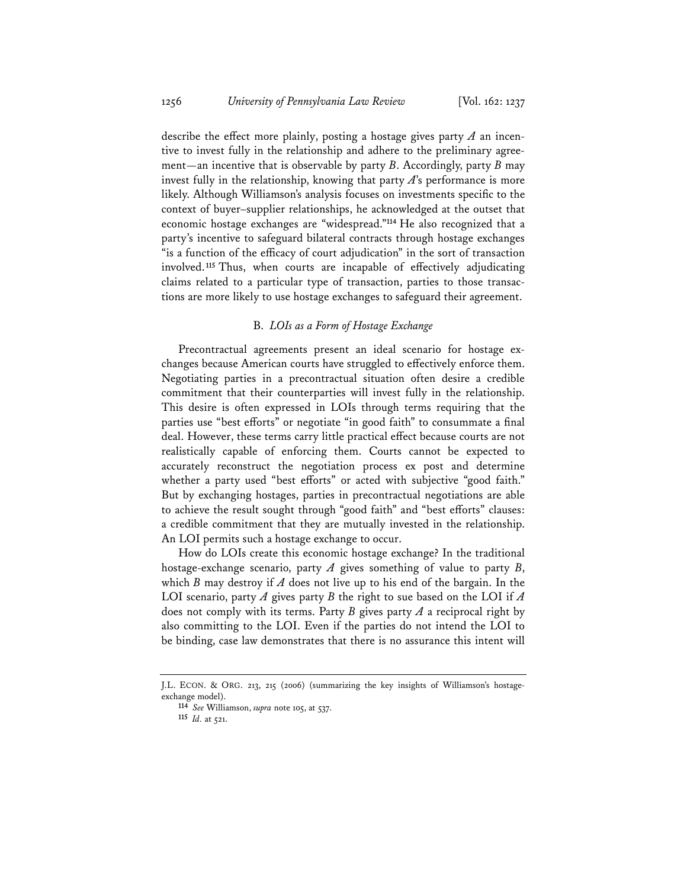describe the effect more plainly, posting a hostage gives party *A* an incentive to invest fully in the relationship and adhere to the preliminary agreement—an incentive that is observable by party *B*. Accordingly, party *B* may invest fully in the relationship, knowing that party *A*'s performance is more likely. Although Williamson's analysis focuses on investments specific to the context of buyer–supplier relationships, he acknowledged at the outset that economic hostage exchanges are "widespread."[114] He also recognized that a party's incentive to safeguard bilateral contracts through hostage exchanges "is a function of the efficacy of court adjudication" in the sort of transaction involved.[115] Thus, when courts are incapable of effectively adjudicating claims related to a particular type of transaction, parties to those transactions are more likely to use hostage exchanges to safeguard their agreement.

### B. *LOIs as a Form of Hostage Exchange*

Precontractual agreements present an ideal scenario for hostage exchanges because American courts have struggled to effectively enforce them. Negotiating parties in a precontractual situation often desire a credible commitment that their counterparties will invest fully in the relationship. This desire is often expressed in LOIs through terms requiring that the parties use "best efforts" or negotiate "in good faith" to consummate a final deal. However, these terms carry little practical effect because courts are not realistically capable of enforcing them. Courts cannot be expected to accurately reconstruct the negotiation process ex post and determine whether a party used "best efforts" or acted with subjective "good faith." But by exchanging hostages, parties in precontractual negotiations are able to achieve the result sought through "good faith" and "best efforts" clauses: a credible commitment that they are mutually invested in the relationship. An LOI permits such a hostage exchange to occur.

How do LOIs create this economic hostage exchange? In the traditional hostage-exchange scenario, party *A* gives something of value to party *B*, which *B* may destroy if *A* does not live up to his end of the bargain. In the LOI scenario, party *A* gives party *B* the right to sue based on the LOI if *A* does not comply with its terms. Party *B* gives party *A* a reciprocal right by also committing to the LOI. Even if the parties do not intend the LOI to be binding, case law demonstrates that there is no assurance this intent will

---

J.L. ECON. & ORG. 213, 215 (2006) (summarizing the key insights of Williamson's hostage-exchange model).

[114] *See* Williamson, *supra* note 105, at 537.

[115] *Id.* at 521.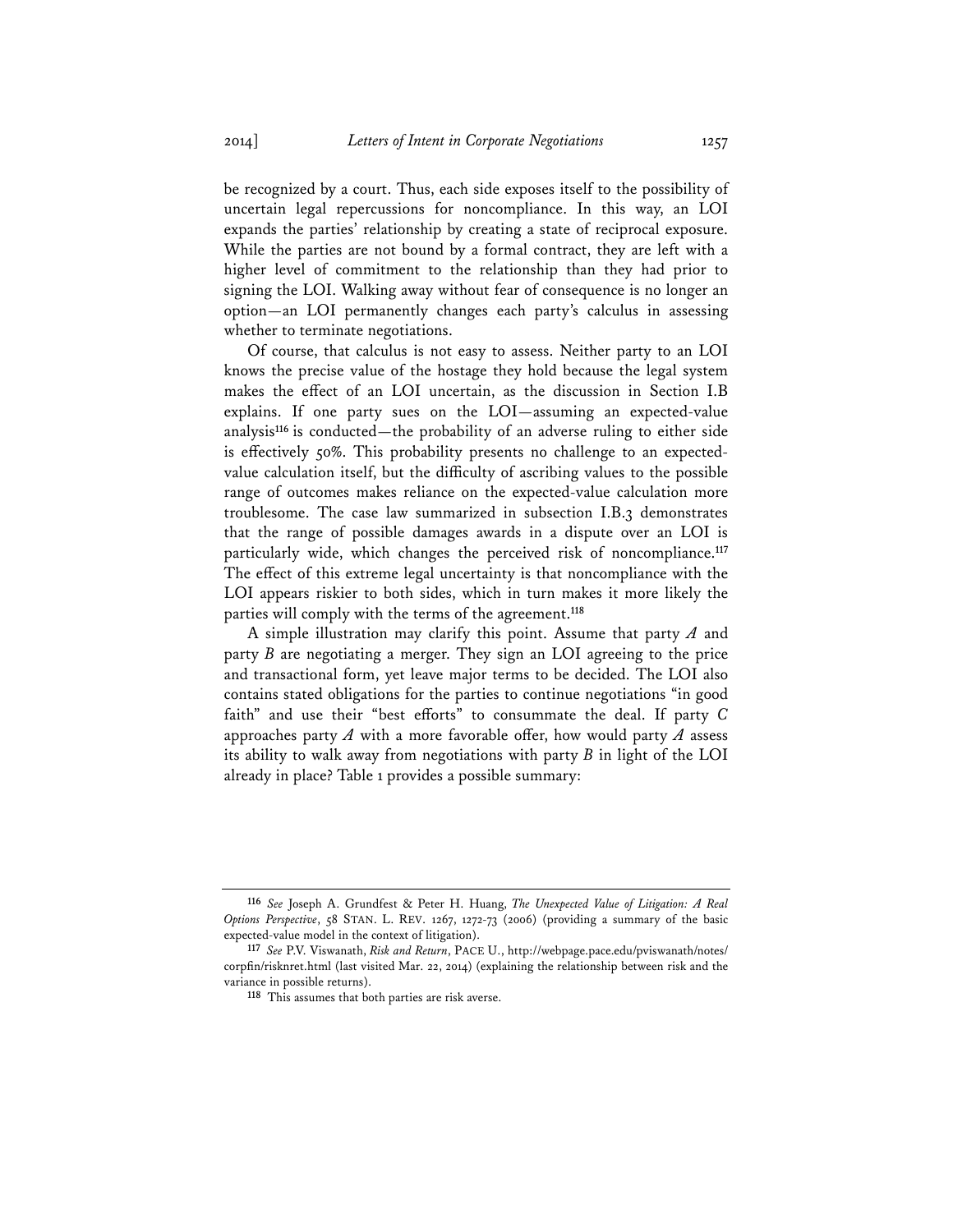be recognized by a court. Thus, each side exposes itself to the possibility of uncertain legal repercussions for noncompliance. In this way, an LOI expands the parties' relationship by creating a state of reciprocal exposure. While the parties are not bound by a formal contract, they are left with a higher level of commitment to the relationship than they had prior to signing the LOI. Walking away without fear of consequence is no longer an option—an LOI permanently changes each party's calculus in assessing whether to terminate negotiations.

Of course, that calculus is not easy to assess. Neither party to an LOI knows the precise value of the hostage they hold because the legal system makes the effect of an LOI uncertain, as the discussion in Section I.B explains. If one party sues on the LOI—assuming an expected-value analysis[116] is conducted—the probability of an adverse ruling to either side is effectively 50%. This probability presents no challenge to an expected-value calculation itself, but the difficulty of ascribing values to the possible range of outcomes makes reliance on the expected-value calculation more troublesome. The case law summarized in subsection I.B.3 demonstrates that the range of possible damages awards in a dispute over an LOI is particularly wide, which changes the perceived risk of noncompliance.[117] The effect of this extreme legal uncertainty is that noncompliance with the LOI appears riskier to both sides, which in turn makes it more likely the parties will comply with the terms of the agreement.[118]

A simple illustration may clarify this point. Assume that party *A* and party *B* are negotiating a merger. They sign an LOI agreeing to the price and transactional form, yet leave major terms to be decided. The LOI also contains stated obligations for the parties to continue negotiations "in good faith" and use their "best efforts" to consummate the deal. If party *C* approaches party *A* with a more favorable offer, how would party *A* assess its ability to walk away from negotiations with party *B* in light of the LOI already in place? Table 1 provides a possible summary:

---

[116] *See* Joseph A. Grundfest & Peter H. Huang, *The Unexpected Value of Litigation: A Real Options Perspective*, 58 STAN. L. REV. 1267, 1272-73 (2006) (providing a summary of the basic expected-value model in the context of litigation).

[117] *See* P.V. Viswanath, *Risk and Return*, PACE U., http://webpage.pace.edu/pviswanath/notes/corpfin/risknret.html (last visited Mar. 22, 2014) (explaining the relationship between risk and the variance in possible returns).

[118] This assumes that both parties are risk averse.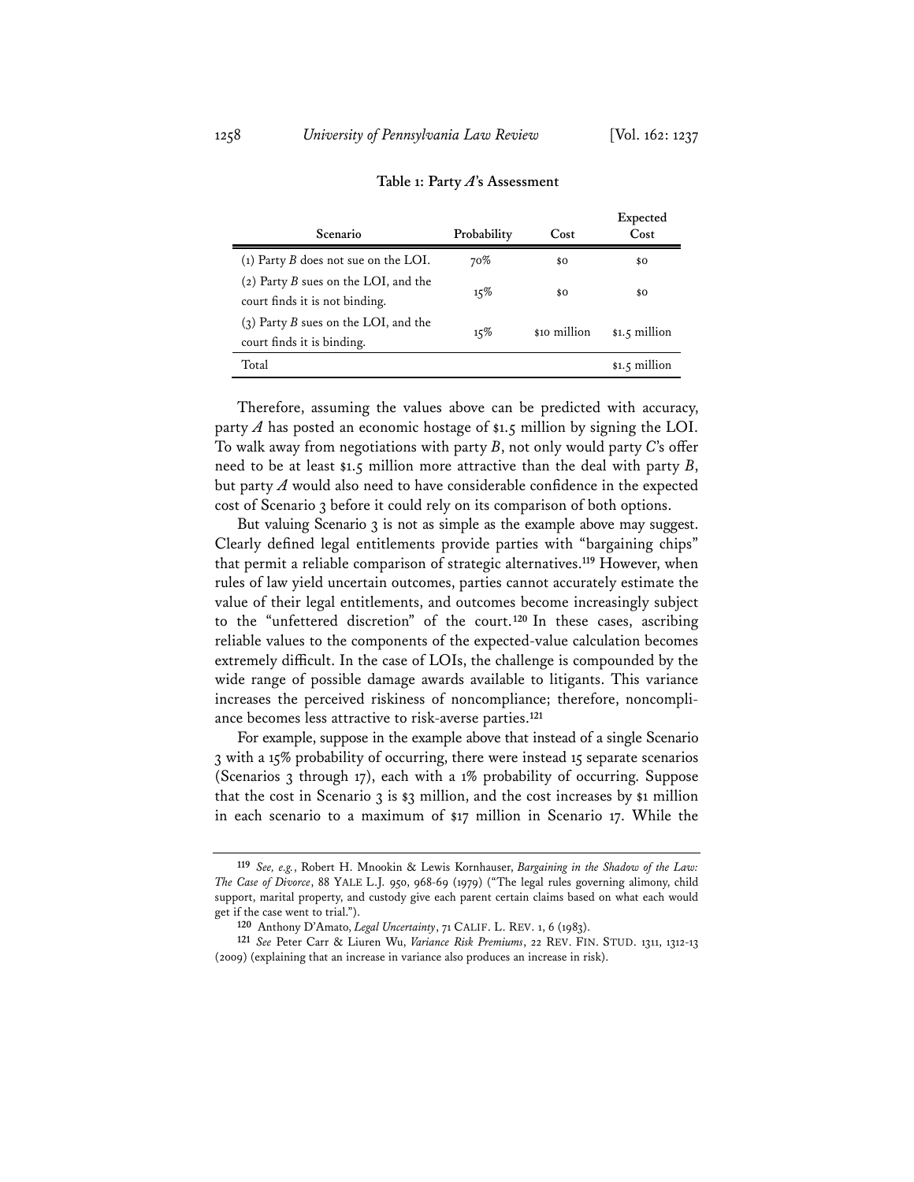**Table 1: Party *A*'s Assessment**

| Scenario | Probability | Cost | Expected Cost |
|---|---|---|---|
| (1) Party *B* does not sue on the LOI. | 70% | $0 | $0 |
| (2) Party *B* sues on the LOI, and the court finds it is not binding. | 15% | $0 | $0 |
| (3) Party *B* sues on the LOI, and the court finds it is binding. | 15% | $10 million | $1.5 million |
| Total | | | $1.5 million |

Therefore, assuming the values above can be predicted with accuracy, party *A* has posted an economic hostage of $1.5 million by signing the LOI. To walk away from negotiations with party *B*, not only would party *C*'s offer need to be at least $1.5 million more attractive than the deal with party *B*, but party *A* would also need to have considerable confidence in the expected cost of Scenario 3 before it could rely on its comparison of both options.

But valuing Scenario 3 is not as simple as the example above may suggest. Clearly defined legal entitlements provide parties with "bargaining chips" that permit a reliable comparison of strategic alternatives.[119] However, when rules of law yield uncertain outcomes, parties cannot accurately estimate the value of their legal entitlements, and outcomes become increasingly subject to the "unfettered discretion" of the court.[120] In these cases, ascribing reliable values to the components of the expected-value calculation becomes extremely difficult. In the case of LOIs, the challenge is compounded by the wide range of possible damage awards available to litigants. This variance increases the perceived riskiness of noncompliance; therefore, noncompliance becomes less attractive to risk-averse parties.[121]

For example, suppose in the example above that instead of a single Scenario 3 with a 15% probability of occurring, there were instead 15 separate scenarios (Scenarios 3 through 17), each with a 1% probability of occurring. Suppose that the cost in Scenario 3 is $3 million, and the cost increases by $1 million in each scenario to a maximum of $17 million in Scenario 17. While the

---

[119] *See, e.g.*, Robert H. Mnookin & Lewis Kornhauser, *Bargaining in the Shadow of the Law: The Case of Divorce*, 88 YALE L.J. 950, 968-69 (1979) ("The legal rules governing alimony, child support, marital property, and custody give each parent certain claims based on what each would get if the case went to trial.").

[120] Anthony D'Amato, *Legal Uncertainty*, 71 CALIF. L. REV. 1, 6 (1983).

[121] *See* Peter Carr & Liuren Wu, *Variance Risk Premiums*, 22 REV. FIN. STUD. 1311, 1312-13 (2009) (explaining that an increase in variance also produces an increase in risk).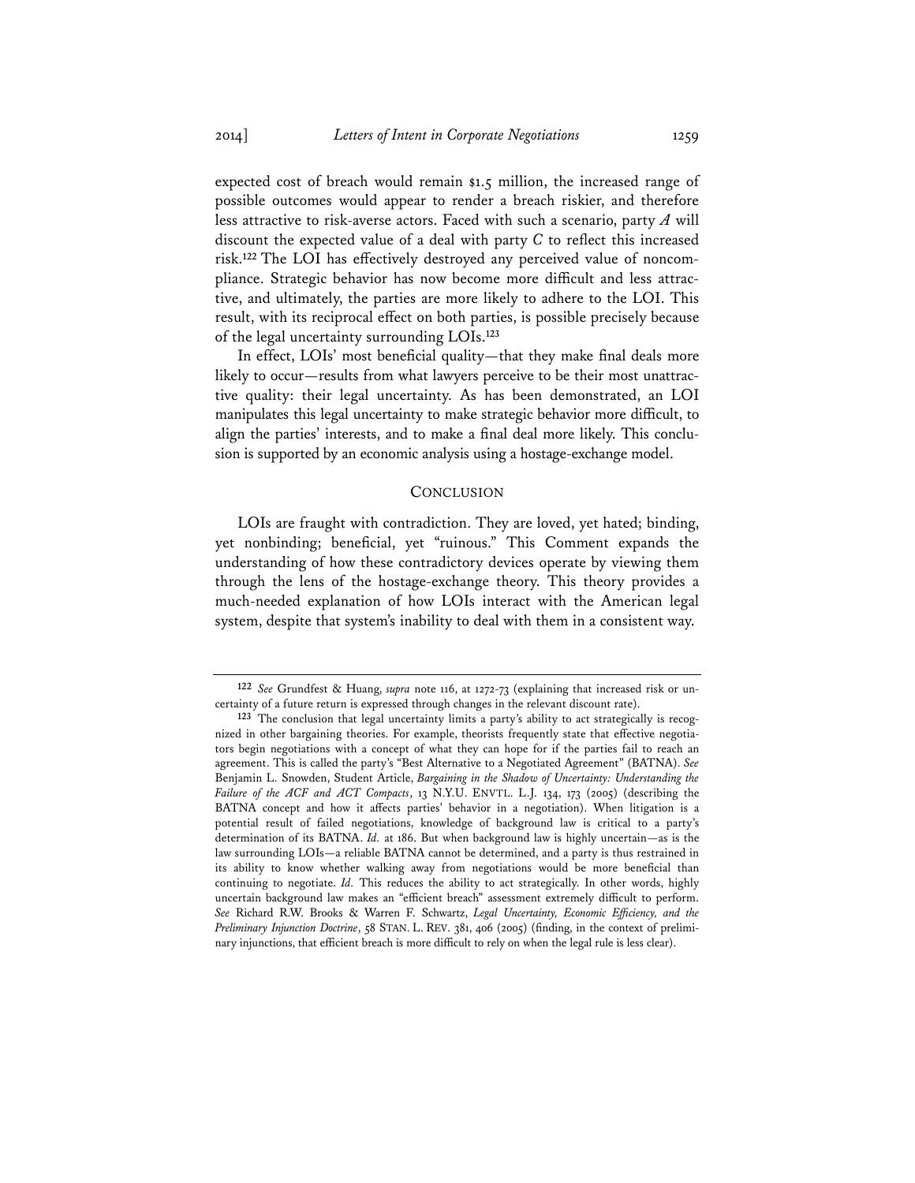expected cost of breach would remain $1.5 million, the increased range of possible outcomes would appear to render a breach riskier, and therefore less attractive to risk-averse actors. Faced with such a scenario, party *A* will discount the expected value of a deal with party *C* to reflect this increased risk.[122] The LOI has effectively destroyed any perceived value of noncompliance. Strategic behavior has now become more difficult and less attractive, and ultimately, the parties are more likely to adhere to the LOI. This result, with its reciprocal effect on both parties, is possible precisely because of the legal uncertainty surrounding LOIs.[123]

In effect, LOIs' most beneficial quality—that they make final deals more likely to occur—results from what lawyers perceive to be their most unattractive quality: their legal uncertainty. As has been demonstrated, an LOI manipulates this legal uncertainty to make strategic behavior more difficult, to align the parties' interests, and to make a final deal more likely. This conclusion is supported by an economic analysis using a hostage-exchange model.

## CONCLUSION

LOIs are fraught with contradiction. They are loved, yet hated; binding, yet nonbinding; beneficial, yet "ruinous." This Comment expands the understanding of how these contradictory devices operate by viewing them through the lens of the hostage-exchange theory. This theory provides a much-needed explanation of how LOIs interact with the American legal system, despite that system's inability to deal with them in a consistent way.

---

[122] *See* Grundfest & Huang, *supra* note 116, at 1272-73 (explaining that increased risk or uncertainty of a future return is expressed through changes in the relevant discount rate).

[123] The conclusion that legal uncertainty limits a party's ability to act strategically is recognized in other bargaining theories. For example, theorists frequently state that effective negotiators begin negotiations with a concept of what they can hope for if the parties fail to reach an agreement. This is called the party's "Best Alternative to a Negotiated Agreement" (BATNA). *See* Benjamin L. Snowden, Student Article, *Bargaining in the Shadow of Uncertainty: Understanding the Failure of the ACF and ACT Compacts*, 13 N.Y.U. ENVTL. L.J. 134, 173 (2005) (describing the BATNA concept and how it affects parties' behavior in a negotiation). When litigation is a potential result of failed negotiations, knowledge of background law is critical to a party's determination of its BATNA. *Id.* at 186. But when background law is highly uncertain—as is the law surrounding LOIs—a reliable BATNA cannot be determined, and a party is thus restrained in its ability to know whether walking away from negotiations would be more beneficial than continuing to negotiate. *Id.* This reduces the ability to act strategically. In other words, highly uncertain background law makes an "efficient breach" assessment extremely difficult to perform. *See* Richard R.W. Brooks & Warren F. Schwartz, *Legal Uncertainty, Economic Efficiency, and the Preliminary Injunction Doctrine*, 58 STAN. L. REV. 381, 406 (2005) (finding, in the context of preliminary injunctions, that efficient breach is more difficult to rely on when the legal rule is less clear).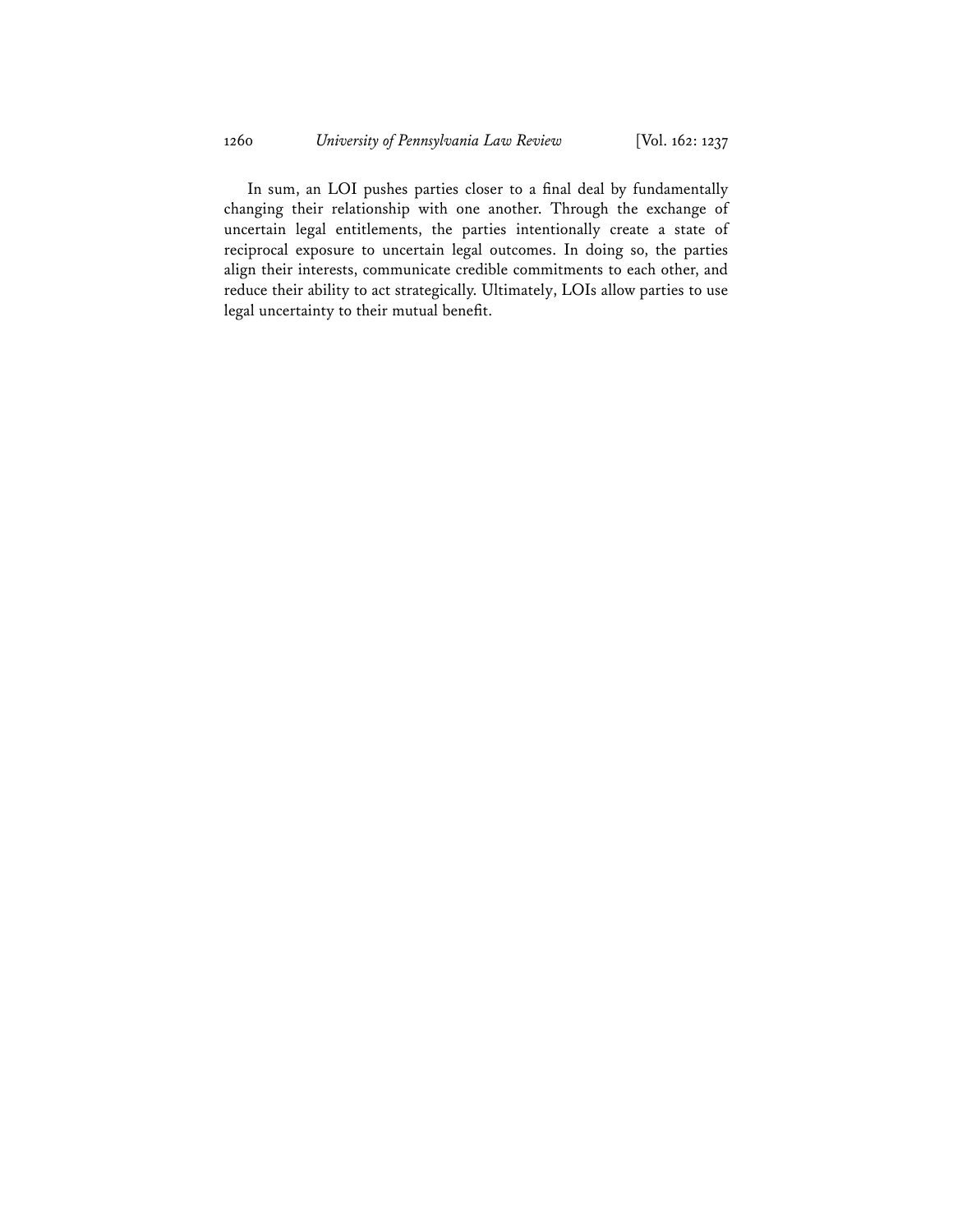In sum, an LOI pushes parties closer to a final deal by fundamentally changing their relationship with one another. Through the exchange of uncertain legal entitlements, the parties intentionally create a state of reciprocal exposure to uncertain legal outcomes. In doing so, the parties align their interests, communicate credible commitments to each other, and reduce their ability to act strategically. Ultimately, LOIs allow parties to use legal uncertainty to their mutual benefit.